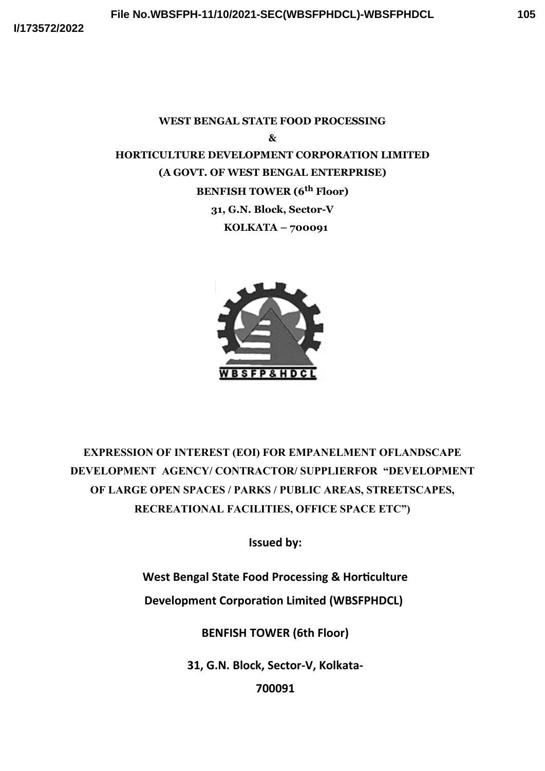**WEST BENGAL STATE FOOD PROCESSING**

**&**

**HORTICULTURE DEVELOPMENT CORPORATION LIMITED**

**(A GOVT. OF WEST BENGAL ENTERPRISE)**

**BENFISH TOWER (6th Floor)**

**31, G.N. Block, Sector-V**

**KOLKATA – 700091**

WBSFP&HDCL

# EXPRESSION OF INTEREST (EOI) FOR EMPANELMENT OFLANDSCAPE DEVELOPMENT AGENCY/ CONTRACTOR/ SUPPLIERFOR "DEVELOPMENT OF LARGE OPEN SPACES / PARKS / PUBLIC AREAS, STREETSCAPES, RECREATIONAL FACILITIES, OFFICE SPACE ETC")

**Issued by:**

**West Bengal State Food Processing & Horticulture**

**Development Corporation Limited (WBSFPHDCL)**

**BENFISH TOWER (6th Floor)**

**31, G.N. Block, Sector-V, Kolkata-**

**700091**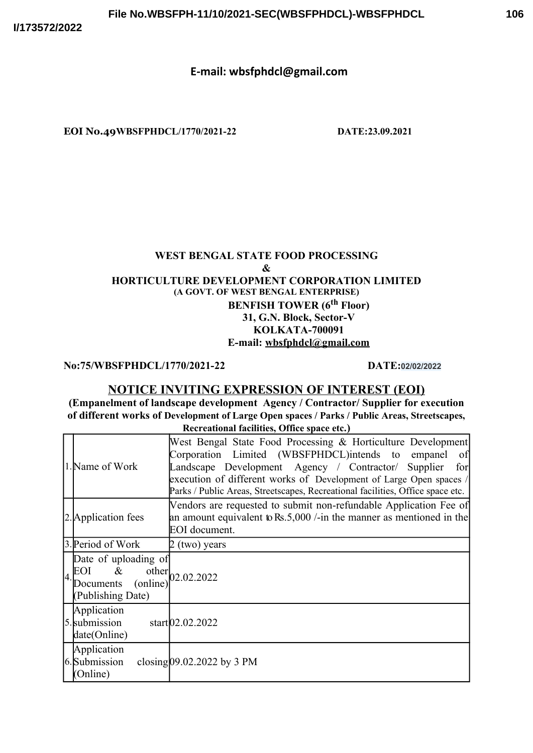**E-mail: wbsfphdcl@gmail.com**

**EOI No.49WBSFPHDCL/1770/2021-22** **DATE:23.09.2021**

**WEST BENGAL STATE FOOD PROCESSING**
**&**
**HORTICULTURE DEVELOPMENT CORPORATION LIMITED**
**(A GOVT. OF WEST BENGAL ENTERPRISE)**
**BENFISH TOWER (6th Floor)**
**31, G.N. Block, Sector-V**
**KOLKATA-700091**
**E-mail: wbsfphdcl@gmail.com**

**No:75/WBSFPHDCL/1770/2021-22** **DATE:02/02/2022**

## NOTICE INVITING EXPRESSION OF INTEREST (EOI)

**(Empanelment of landscape development Agency / Contractor/ Supplier for execution of different works of Development of Large Open spaces / Parks / Public Areas, Streetscapes, Recreational facilities, Office space etc.)**

| | | |
|---|---|---|
| 1. | Name of Work | West Bengal State Food Processing & Horticulture Development Corporation Limited (WBSFPHDCL)intends to empanel of Landscape Development Agency / Contractor/ Supplier for execution of different works of Development of Large Open spaces / Parks / Public Areas, Streetscapes, Recreational facilities, Office space etc. |
| 2. | Application fees | Vendors are requested to submit non-refundable Application Fee of an amount equivalent to Rs.5,000 /-in the manner as mentioned in the EOI document. |
| 3. | Period of Work | 2 (two) years |
| 4. | Date of uploading of EOI & other Documents (online) (Publishing Date) | 02.02.2022 |
| 5. | Application submission start date(Online) | 02.02.2022 |
| 6. | Application Submission closing (Online) | 09.02.2022 by 3 PM |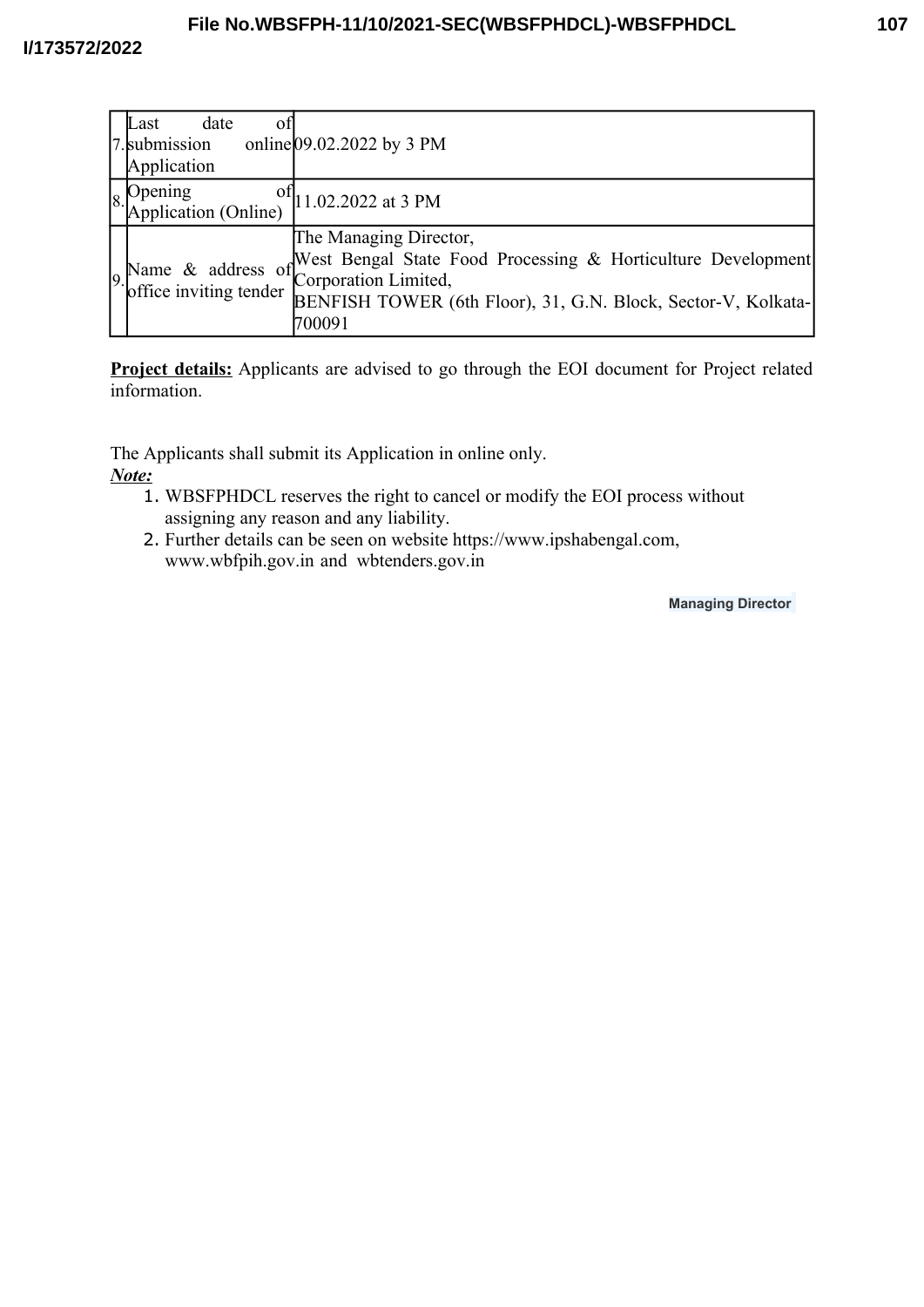| | | |
|---|---|---|
| 7. | Last date of submission online Application | 09.02.2022 by 3 PM |
| 8. | Opening of Application (Online) | 11.02.2022 at 3 PM |
| 9. | Name & address of office inviting tender | The Managing Director, West Bengal State Food Processing & Horticulture Development Corporation Limited, BENFISH TOWER (6th Floor), 31, G.N. Block, Sector-V, Kolkata-700091 |

**Project details:** Applicants are advised to go through the EOI document for Project related information.

The Applicants shall submit its Application in online only.

***Note:***

1. WBSFPHDCL reserves the right to cancel or modify the EOI process without assigning any reason and any liability.
2. Further details can be seen on website https://www.ipshabengal.com, www.wbfpih.gov.in and wbtenders.gov.in

**Managing Director**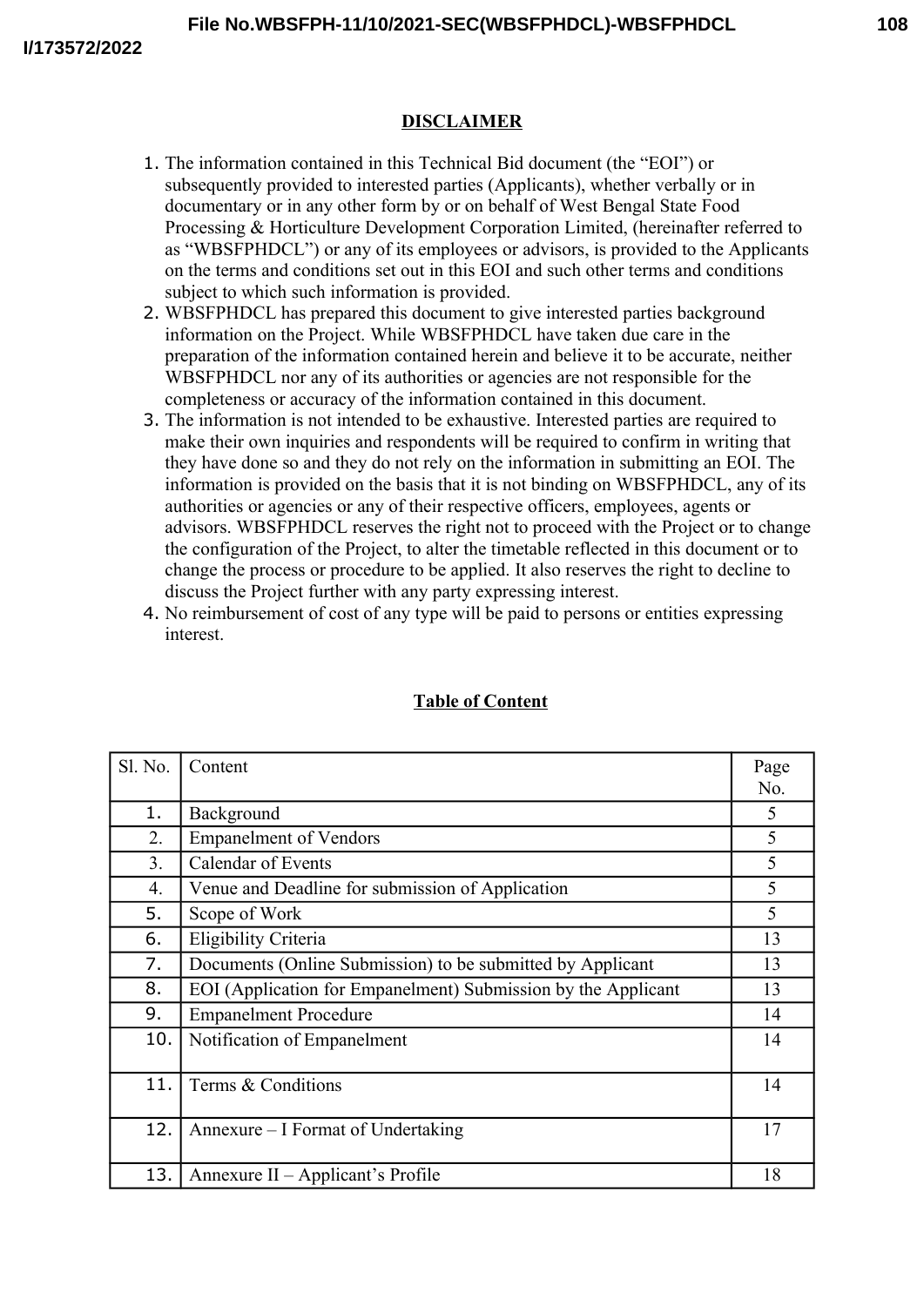## DISCLAIMER

1. The information contained in this Technical Bid document (the "EOI") or subsequently provided to interested parties (Applicants), whether verbally or in documentary or in any other form by or on behalf of West Bengal State Food Processing & Horticulture Development Corporation Limited, (hereinafter referred to as "WBSFPHDCL") or any of its employees or advisors, is provided to the Applicants on the terms and conditions set out in this EOI and such other terms and conditions subject to which such information is provided.
2. WBSFPHDCL has prepared this document to give interested parties background information on the Project. While WBSFPHDCL have taken due care in the preparation of the information contained herein and believe it to be accurate, neither WBSFPHDCL nor any of its authorities or agencies are not responsible for the completeness or accuracy of the information contained in this document.
3. The information is not intended to be exhaustive. Interested parties are required to make their own inquiries and respondents will be required to confirm in writing that they have done so and they do not rely on the information in submitting an EOI. The information is provided on the basis that it is not binding on WBSFPHDCL, any of its authorities or agencies or any of their respective officers, employees, agents or advisors. WBSFPHDCL reserves the right not to proceed with the Project or to change the configuration of the Project, to alter the timetable reflected in this document or to change the process or procedure to be applied. It also reserves the right to decline to discuss the Project further with any party expressing interest.
4. No reimbursement of cost of any type will be paid to persons or entities expressing interest.

## Table of Content

| Sl. No. | Content | Page No. |
|---|---|---|
| 1. | Background | 5 |
| 2. | Empanelment of Vendors | 5 |
| 3. | Calendar of Events | 5 |
| 4. | Venue and Deadline for submission of Application | 5 |
| 5. | Scope of Work | 5 |
| 6. | Eligibility Criteria | 13 |
| 7. | Documents (Online Submission) to be submitted by Applicant | 13 |
| 8. | EOI (Application for Empanelment) Submission by the Applicant | 13 |
| 9. | Empanelment Procedure | 14 |
| 10. | Notification of Empanelment | 14 |
| 11. | Terms & Conditions | 14 |
| 12. | Annexure – I Format of Undertaking | 17 |
| 13. | Annexure II – Applicant's Profile | 18 |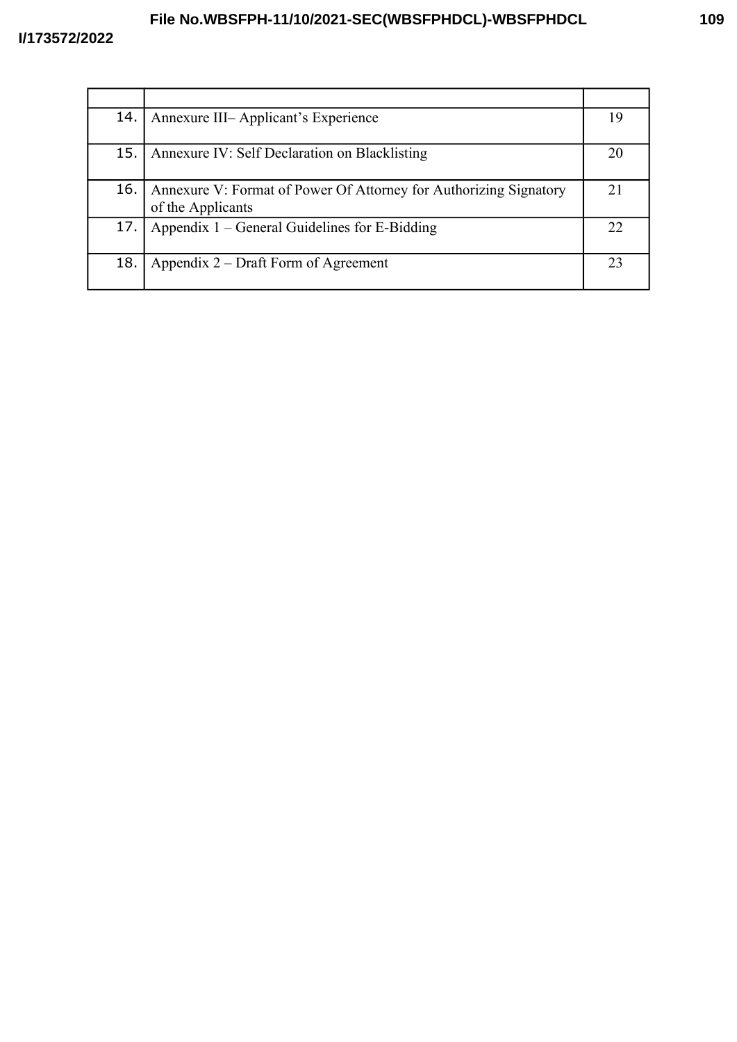| | | |
|---|---|---|
| 14. | Annexure III– Applicant's Experience | 19 |
| 15. | Annexure IV: Self Declaration on Blacklisting | 20 |
| 16. | Annexure V: Format of Power Of Attorney for Authorizing Signatory of the Applicants | 21 |
| 17. | Appendix 1 – General Guidelines for E-Bidding | 22 |
| 18. | Appendix 2 – Draft Form of Agreement | 23 |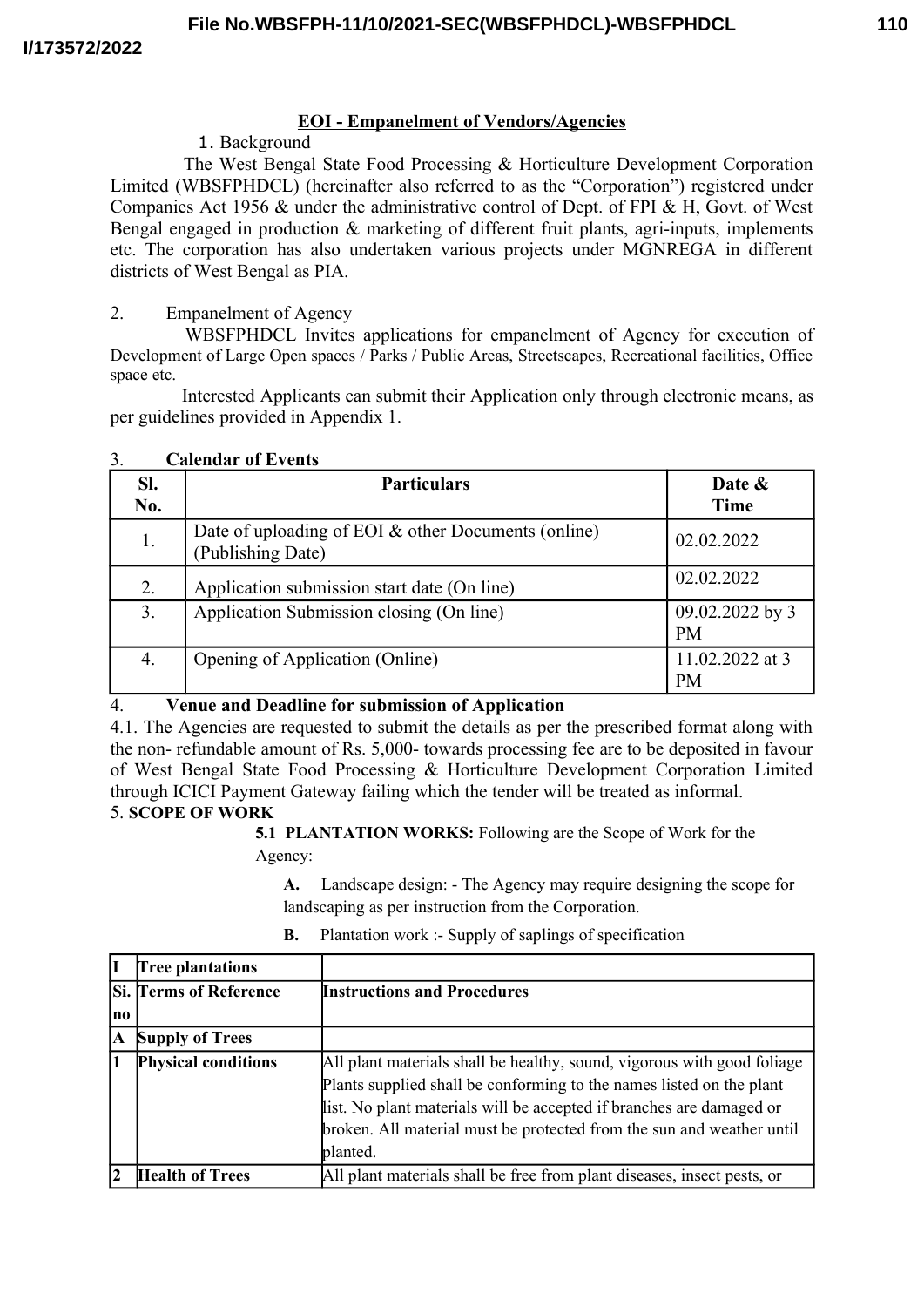## EOI - Empanelment of Vendors/Agencies

1. Background

The West Bengal State Food Processing & Horticulture Development Corporation Limited (WBSFPHDCL) (hereinafter also referred to as the "Corporation") registered under Companies Act 1956 & under the administrative control of Dept. of FPI & H, Govt. of West Bengal engaged in production & marketing of different fruit plants, agri-inputs, implements etc. The corporation has also undertaken various projects under MGNREGA in different districts of West Bengal as PIA.

2. Empanelment of Agency

WBSFPHDCL Invites applications for empanelment of Agency for execution of Development of Large Open spaces / Parks / Public Areas, Streetscapes, Recreational facilities, Office space etc.

Interested Applicants can submit their Application only through electronic means, as per guidelines provided in Appendix 1.

3. **Calendar of Events**

| Sl. No. | Particulars | Date & Time |
|---|---|---|
| 1. | Date of uploading of EOI & other Documents (online) (Publishing Date) | 02.02.2022 |
| 2. | Application submission start date (On line) | 02.02.2022 |
| 3. | Application Submission closing (On line) | 09.02.2022 by 3 PM |
| 4. | Opening of Application (Online) | 11.02.2022 at 3 PM |

4. **Venue and Deadline for submission of Application**

4.1. The Agencies are requested to submit the details as per the prescribed format along with the non- refundable amount of Rs. 5,000- towards processing fee are to be deposited in favour of West Bengal State Food Processing & Horticulture Development Corporation Limited through ICICI Payment Gateway failing which the tender will be treated as informal.

5. **SCOPE OF WORK**

**5.1 PLANTATION WORKS:** Following are the Scope of Work for the Agency:

**A.** Landscape design: - The Agency may require designing the scope for landscaping as per instruction from the Corporation.

**B.** Plantation work :- Supply of saplings of specification

| **I** | **Tree plantations** | |
|---|---|---|
| **Si. no** | **Terms of Reference** | **Instructions and Procedures** |
| **A** | **Supply of Trees** | |
| **1** | **Physical conditions** | All plant materials shall be healthy, sound, vigorous with good foliage Plants supplied shall be conforming to the names listed on the plant list. No plant materials will be accepted if branches are damaged or broken. All material must be protected from the sun and weather until planted. |
| **2** | **Health of Trees** | All plant materials shall be free from plant diseases, insect pests, or |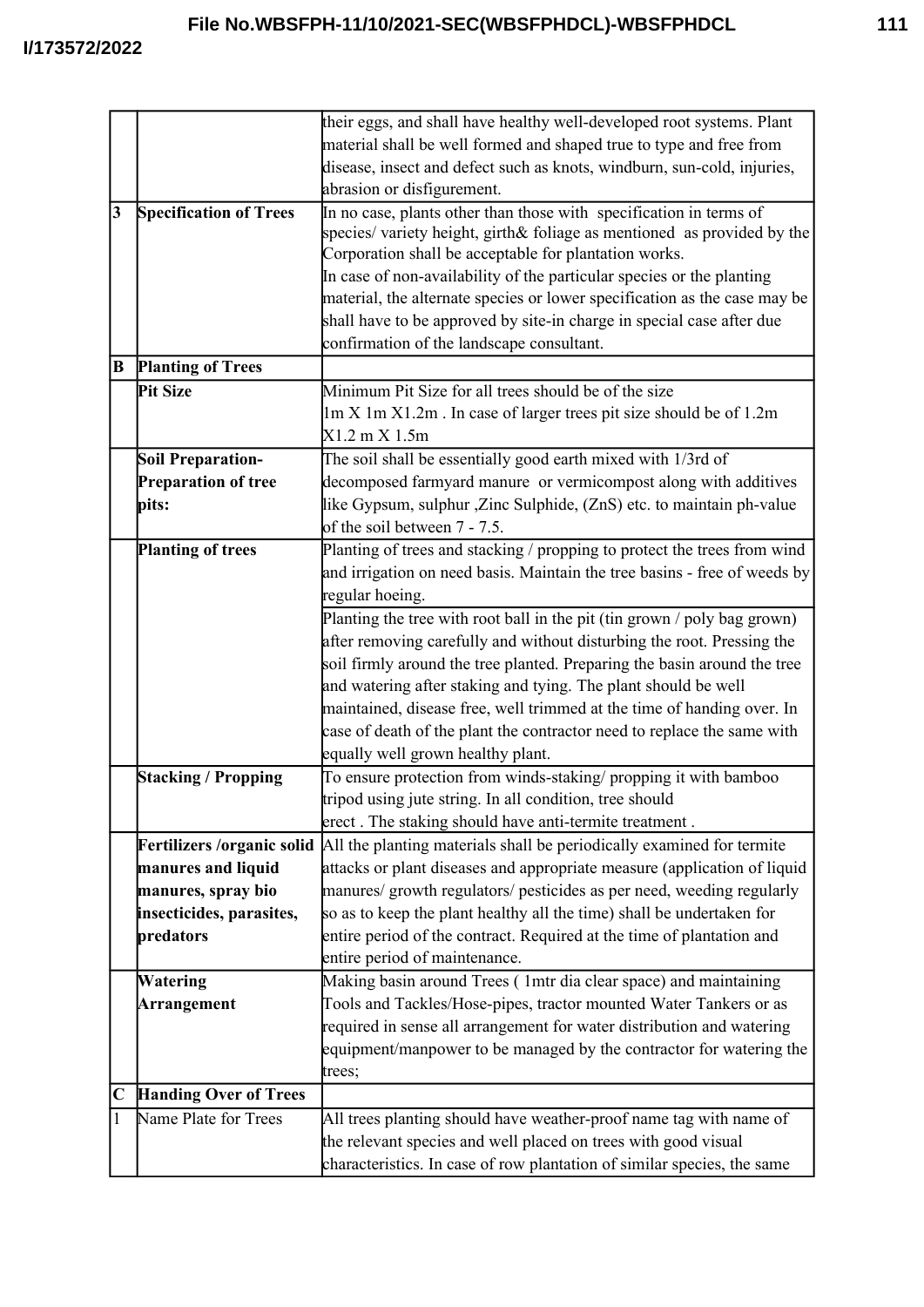| | | |
|---|---|---|
| | | their eggs, and shall have healthy well-developed root systems. Plant material shall be well formed and shaped true to type and free from disease, insect and defect such as knots, windburn, sun-cold, injuries, abrasion or disfigurement. |
| **3** | **Specification of Trees** | In no case, plants other than those with specification in terms of species/ variety height, girth& foliage as mentioned as provided by the Corporation shall be acceptable for plantation works.<br>In case of non-availability of the particular species or the planting material, the alternate species or lower specification as the case may be shall have to be approved by site-in charge in special case after due confirmation of the landscape consultant. |
| **B** | **Planting of Trees** | |
| | **Pit Size** | Minimum Pit Size for all trees should be of the size 1m X 1m X1.2m . In case of larger trees pit size should be of 1.2m X1.2 m X 1.5m |
| | **Soil Preparation-Preparation of tree pits:** | The soil shall be essentially good earth mixed with 1/3rd of decomposed farmyard manure or vermicompost along with additives like Gypsum, sulphur ,Zinc Sulphide, (ZnS) etc. to maintain ph-value of the soil between 7 - 7.5. |
| | **Planting of trees** | Planting of trees and stacking / propping to protect the trees from wind and irrigation on need basis. Maintain the tree basins - free of weeds by regular hoeing. |
| | | Planting the tree with root ball in the pit (tin grown / poly bag grown) after removing carefully and without disturbing the root. Pressing the soil firmly around the tree planted. Preparing the basin around the tree and watering after staking and tying. The plant should be well maintained, disease free, well trimmed at the time of handing over. In case of death of the plant the contractor need to replace the same with equally well grown healthy plant. |
| | **Stacking / Propping** | To ensure protection from winds-staking/ propping it with bamboo tripod using jute string. In all condition, tree should erect . The staking should have anti-termite treatment . |
| | **Fertilizers /organic solid manures and liquid manures, spray bio insecticides, parasites, predators** | All the planting materials shall be periodically examined for termite attacks or plant diseases and appropriate measure (application of liquid manures/ growth regulators/ pesticides as per need, weeding regularly so as to keep the plant healthy all the time) shall be undertaken for entire period of the contract. Required at the time of plantation and entire period of maintenance. |
| | **Watering Arrangement** | Making basin around Trees ( 1mtr dia clear space) and maintaining Tools and Tackles/Hose-pipes, tractor mounted Water Tankers or as required in sense all arrangement for water distribution and watering equipment/manpower to be managed by the contractor for watering the trees; |
| **C** | **Handing Over of Trees** | |
| 1 | Name Plate for Trees | All trees planting should have weather-proof name tag with name of the relevant species and well placed on trees with good visual characteristics. In case of row plantation of similar species, the same |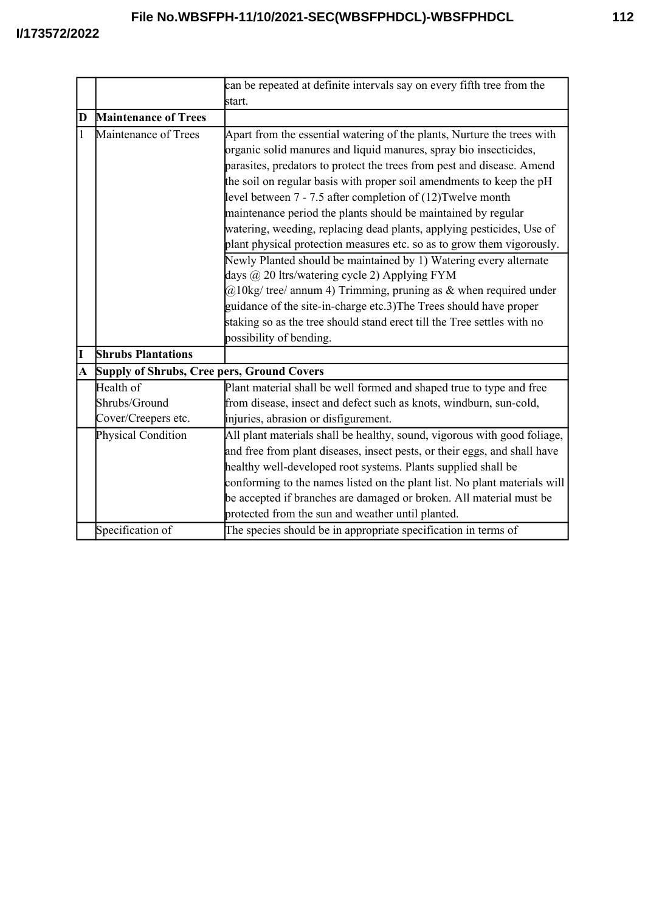| | | |
|---|---|---|
| | | can be repeated at definite intervals say on every fifth tree from the start. |
| **D** | **Maintenance of Trees** | |
| 1 | Maintenance of Trees | Apart from the essential watering of the plants, Nurture the trees with organic solid manures and liquid manures, spray bio insecticides, parasites, predators to protect the trees from pest and disease. Amend the soil on regular basis with proper soil amendments to keep the pH level between 7 - 7.5 after completion of (12)Twelve month maintenance period the plants should be maintained by regular watering, weeding, replacing dead plants, applying pesticides, Use of plant physical protection measures etc. so as to grow them vigorously.<br>Newly Planted should be maintained by 1) Watering every alternate days @ 20 ltrs/watering cycle 2) Applying FYM @10kg/ tree/ annum 4) Trimming, pruning as & when required under guidance of the site-in-charge etc.3)The Trees should have proper staking so as the tree should stand erect till the Tree settles with no possibility of bending. |
| **I** | **Shrubs Plantations** | |
| **A** | **Supply of Shrubs, Cree pers, Ground Covers** | |
| | Health of Shrubs/Ground Cover/Creepers etc. | Plant material shall be well formed and shaped true to type and free from disease, insect and defect such as knots, windburn, sun-cold, injuries, abrasion or disfigurement. |
| | Physical Condition | All plant materials shall be healthy, sound, vigorous with good foliage, and free from plant diseases, insect pests, or their eggs, and shall have healthy well-developed root systems. Plants supplied shall be conforming to the names listed on the plant list. No plant materials will be accepted if branches are damaged or broken. All material must be protected from the sun and weather until planted. |
| | Specification of | The species should be in appropriate specification in terms of |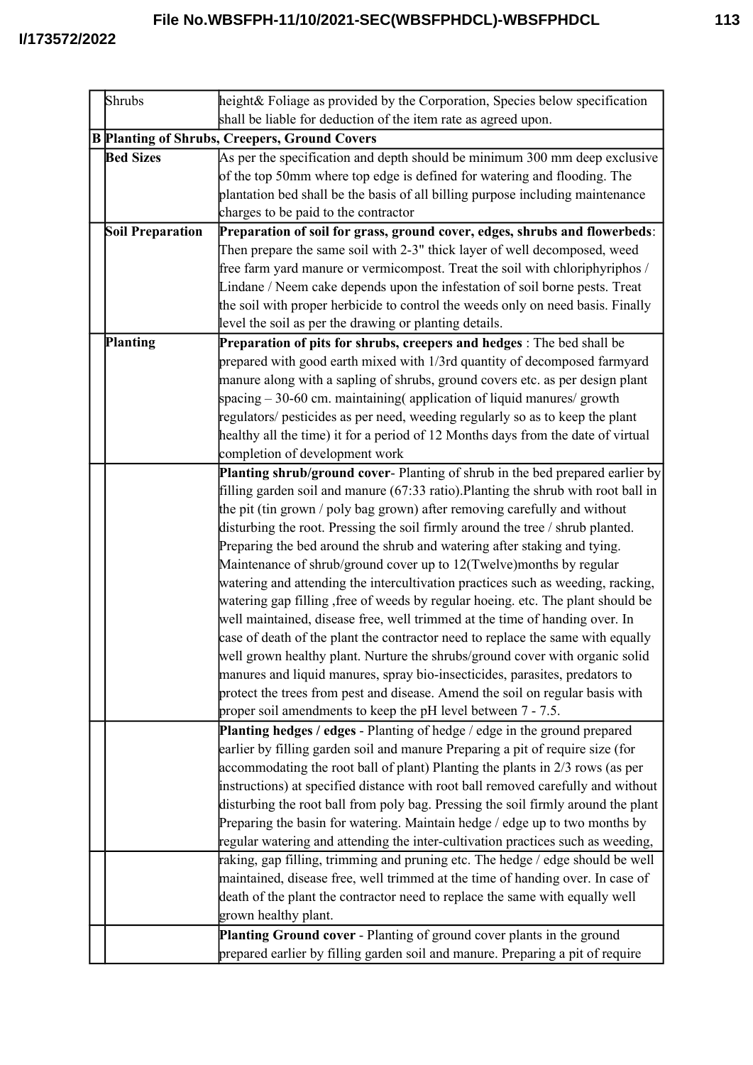| | | |
|---|---|---|
| | Shrubs | height& Foliage as provided by the Corporation, Species below specification shall be liable for deduction of the item rate as agreed upon. |
| **B** | **Planting of Shrubs, Creepers, Ground Covers** | |
| | **Bed Sizes** | As per the specification and depth should be minimum 300 mm deep exclusive of the top 50mm where top edge is defined for watering and flooding. The plantation bed shall be the basis of all billing purpose including maintenance charges to be paid to the contractor |
| | **Soil Preparation** | **Preparation of soil for grass, ground cover, edges, shrubs and flowerbeds**: Then prepare the same soil with 2-3" thick layer of well decomposed, weed free farm yard manure or vermicompost. Treat the soil with chloriphyriphos / Lindane / Neem cake depends upon the infestation of soil borne pests. Treat the soil with proper herbicide to control the weeds only on need basis. Finally level the soil as per the drawing or planting details. |
| | **Planting** | **Preparation of pits for shrubs, creepers and hedges** : The bed shall be prepared with good earth mixed with 1/3rd quantity of decomposed farmyard manure along with a sapling of shrubs, ground covers etc. as per design plant spacing – 30-60 cm. maintaining( application of liquid manures/ growth regulators/ pesticides as per need, weeding regularly so as to keep the plant healthy all the time) it for a period of 12 Months days from the date of virtual completion of development work |
| | | **Planting shrub/ground cover**- Planting of shrub in the bed prepared earlier by filling garden soil and manure (67:33 ratio).Planting the shrub with root ball in the pit (tin grown / poly bag grown) after removing carefully and without disturbing the root. Pressing the soil firmly around the tree / shrub planted. Preparing the bed around the shrub and watering after staking and tying. Maintenance of shrub/ground cover up to 12(Twelve)months by regular watering and attending the intercultivation practices such as weeding, racking, watering gap filling ,free of weeds by regular hoeing. etc. The plant should be well maintained, disease free, well trimmed at the time of handing over. In case of death of the plant the contractor need to replace the same with equally well grown healthy plant. Nurture the shrubs/ground cover with organic solid manures and liquid manures, spray bio-insecticides, parasites, predators to protect the trees from pest and disease. Amend the soil on regular basis with proper soil amendments to keep the pH level between 7 - 7.5. |
| | | **Planting hedges / edges** - Planting of hedge / edge in the ground prepared earlier by filling garden soil and manure Preparing a pit of require size (for accommodating the root ball of plant) Planting the plants in 2/3 rows (as per instructions) at specified distance with root ball removed carefully and without disturbing the root ball from poly bag. Pressing the soil firmly around the plant Preparing the basin for watering. Maintain hedge / edge up to two months by regular watering and attending the inter-cultivation practices such as weeding, |
| | | raking, gap filling, trimming and pruning etc. The hedge / edge should be well maintained, disease free, well trimmed at the time of handing over. In case of death of the plant the contractor need to replace the same with equally well grown healthy plant. |
| | | **Planting Ground cover** - Planting of ground cover plants in the ground prepared earlier by filling garden soil and manure. Preparing a pit of require |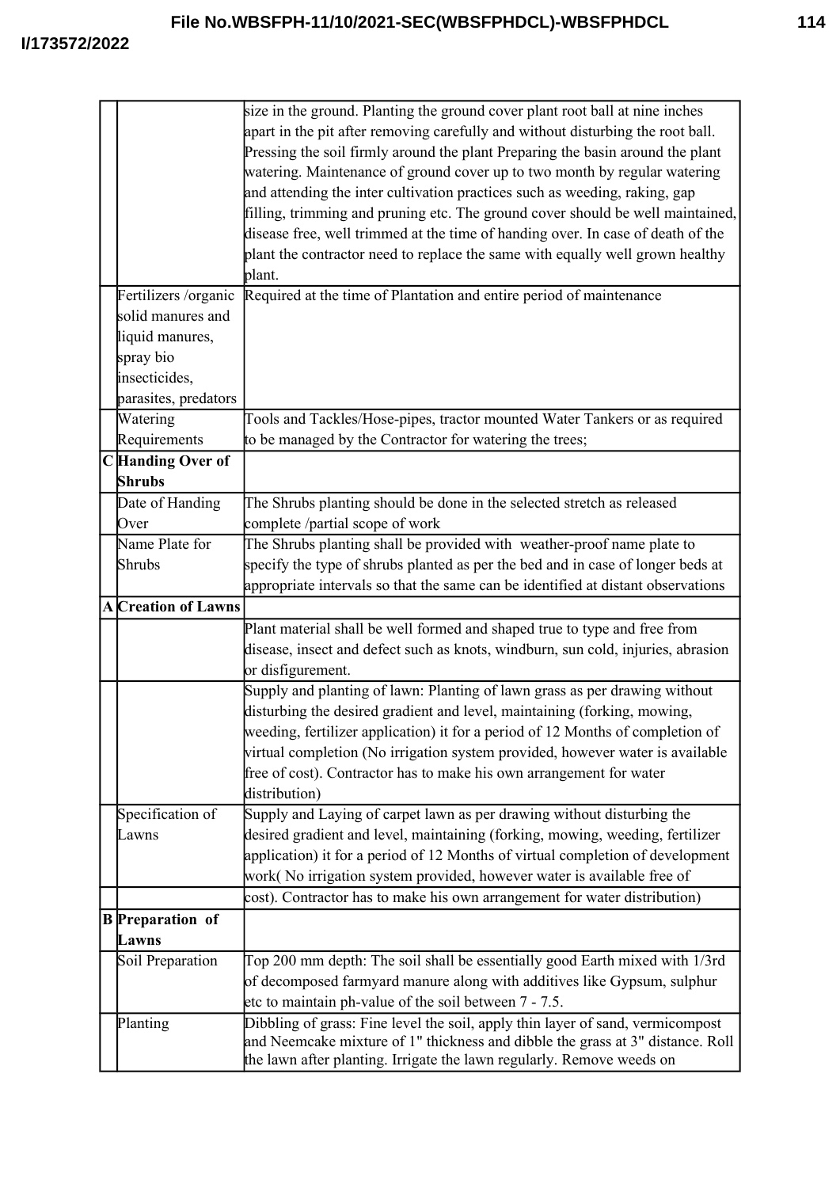| | | |
|---|---|---|
| | | size in the ground. Planting the ground cover plant root ball at nine inches apart in the pit after removing carefully and without disturbing the root ball. Pressing the soil firmly around the plant Preparing the basin around the plant watering. Maintenance of ground cover up to two month by regular watering and attending the inter cultivation practices such as weeding, raking, gap filling, trimming and pruning etc. The ground cover should be well maintained, disease free, well trimmed at the time of handing over. In case of death of the plant the contractor need to replace the same with equally well grown healthy plant. |
| | Fertilizers /organic solid manures and liquid manures, spray bio insecticides, parasites, predators | Required at the time of Plantation and entire period of maintenance |
| | Watering Requirements | Tools and Tackles/Hose-pipes, tractor mounted Water Tankers or as required to be managed by the Contractor for watering the trees; |
| **C** | **Handing Over of Shrubs** | |
| | Date of Handing Over | The Shrubs planting should be done in the selected stretch as released complete /partial scope of work |
| | Name Plate for Shrubs | The Shrubs planting shall be provided with weather-proof name plate to specify the type of shrubs planted as per the bed and in case of longer beds at appropriate intervals so that the same can be identified at distant observations |
| **A** | **Creation of Lawns** | |
| | | Plant material shall be well formed and shaped true to type and free from disease, insect and defect such as knots, windburn, sun cold, injuries, abrasion or disfigurement. |
| | | Supply and planting of lawn: Planting of lawn grass as per drawing without disturbing the desired gradient and level, maintaining (forking, mowing, weeding, fertilizer application) it for a period of 12 Months of completion of virtual completion (No irrigation system provided, however water is available free of cost). Contractor has to make his own arrangement for water distribution) |
| | Specification of Lawns | Supply and Laying of carpet lawn as per drawing without disturbing the desired gradient and level, maintaining (forking, mowing, weeding, fertilizer application) it for a period of 12 Months of virtual completion of development work( No irrigation system provided, however water is available free of |
| | | cost). Contractor has to make his own arrangement for water distribution) |
| **B** | **Preparation of Lawns** | |
| | Soil Preparation | Top 200 mm depth: The soil shall be essentially good Earth mixed with 1/3rd of decomposed farmyard manure along with additives like Gypsum, sulphur etc to maintain ph-value of the soil between 7 - 7.5. |
| | Planting | Dibbling of grass: Fine level the soil, apply thin layer of sand, vermicompost and Neemcake mixture of 1" thickness and dibble the grass at 3" distance. Roll the lawn after planting. Irrigate the lawn regularly. Remove weeds on |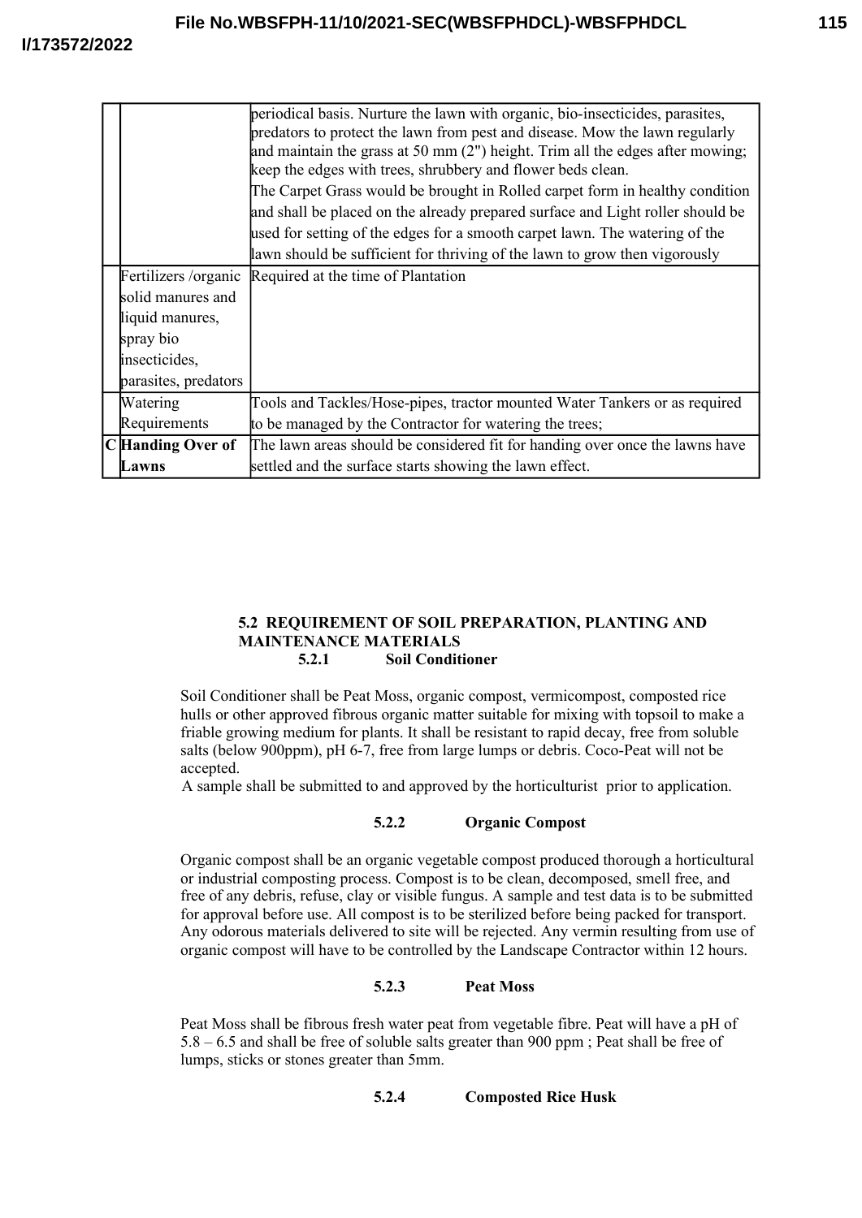| | | |
|---|---|---|
| | | periodical basis. Nurture the lawn with organic, bio-insecticides, parasites, predators to protect the lawn from pest and disease. Mow the lawn regularly and maintain the grass at 50 mm (2") height. Trim all the edges after mowing; keep the edges with trees, shrubbery and flower beds clean.<br>The Carpet Grass would be brought in Rolled carpet form in healthy condition and shall be placed on the already prepared surface and Light roller should be used for setting of the edges for a smooth carpet lawn. The watering of the lawn should be sufficient for thriving of the lawn to grow then vigorously |
| | Fertilizers /organic solid manures and liquid manures, spray bio insecticides, parasites, predators | Required at the time of Plantation |
| | Watering Requirements | Tools and Tackles/Hose-pipes, tractor mounted Water Tankers or as required to be managed by the Contractor for watering the trees; |
| **C** | **Handing Over of Lawns** | The lawn areas should be considered fit for handing over once the lawns have settled and the surface starts showing the lawn effect. |

## 5.2 REQUIREMENT OF SOIL PREPARATION, PLANTING AND MAINTENANCE MATERIALS

### 5.2.1 Soil Conditioner

Soil Conditioner shall be Peat Moss, organic compost, vermicompost, composted rice hulls or other approved fibrous organic matter suitable for mixing with topsoil to make a friable growing medium for plants. It shall be resistant to rapid decay, free from soluble salts (below 900ppm), pH 6-7, free from large lumps or debris. Coco-Peat will not be accepted.

A sample shall be submitted to and approved by the horticulturist prior to application.

### 5.2.2 Organic Compost

Organic compost shall be an organic vegetable compost produced thorough a horticultural or industrial composting process. Compost is to be clean, decomposed, smell free, and free of any debris, refuse, clay or visible fungus. A sample and test data is to be submitted for approval before use. All compost is to be sterilized before being packed for transport. Any odorous materials delivered to site will be rejected. Any vermin resulting from use of organic compost will have to be controlled by the Landscape Contractor within 12 hours.

### 5.2.3 Peat Moss

Peat Moss shall be fibrous fresh water peat from vegetable fibre. Peat will have a pH of 5.8 – 6.5 and shall be free of soluble salts greater than 900 ppm ; Peat shall be free of lumps, sticks or stones greater than 5mm.

### 5.2.4 Composted Rice Husk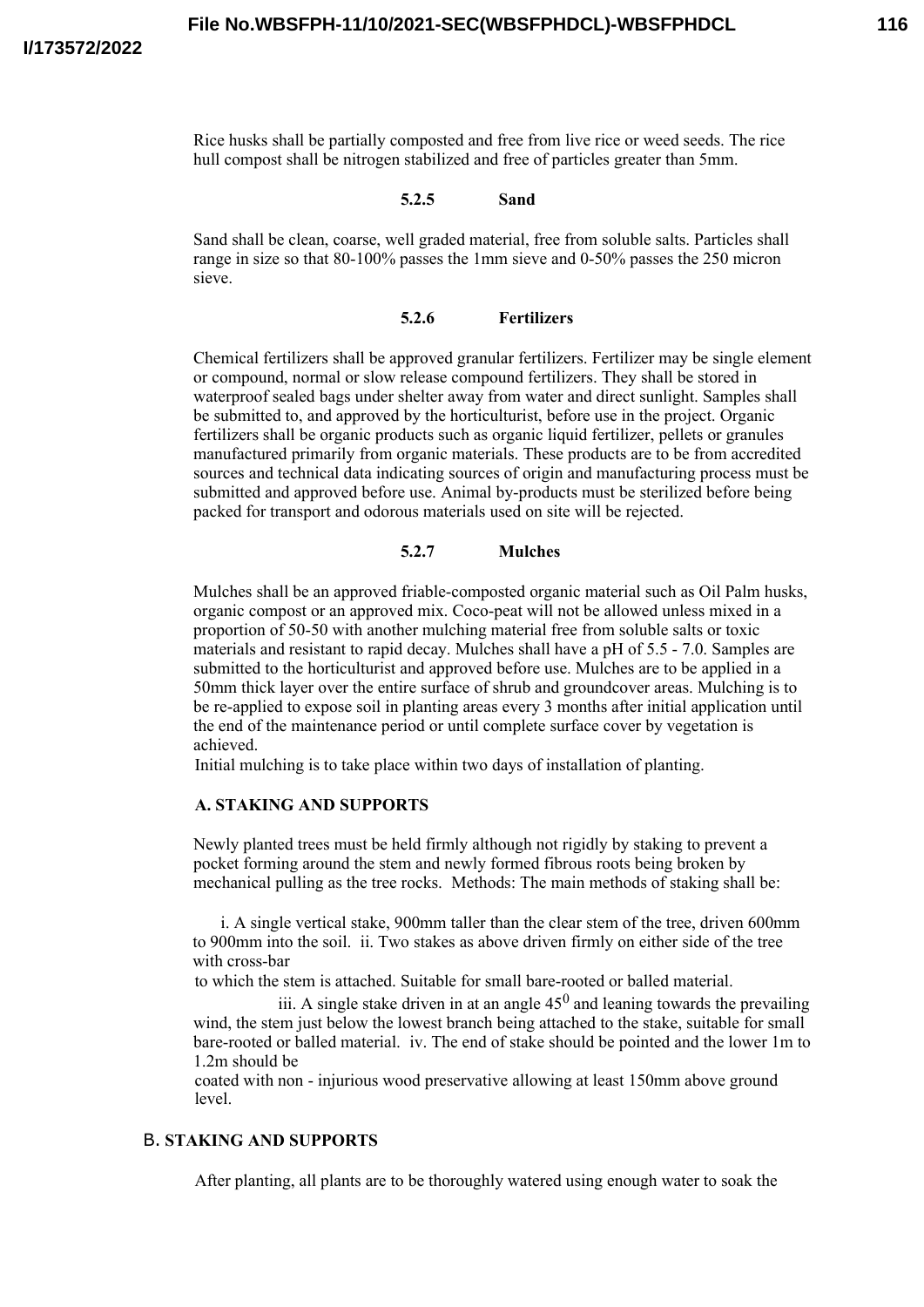Rice husks shall be partially composted and free from live rice or weed seeds. The rice hull compost shall be nitrogen stabilized and free of particles greater than 5mm.

#### 5.2.5 Sand

Sand shall be clean, coarse, well graded material, free from soluble salts. Particles shall range in size so that 80-100% passes the 1mm sieve and 0-50% passes the 250 micron sieve.

#### 5.2.6 Fertilizers

Chemical fertilizers shall be approved granular fertilizers. Fertilizer may be single element or compound, normal or slow release compound fertilizers. They shall be stored in waterproof sealed bags under shelter away from water and direct sunlight. Samples shall be submitted to, and approved by the horticulturist, before use in the project. Organic fertilizers shall be organic products such as organic liquid fertilizer, pellets or granules manufactured primarily from organic materials. These products are to be from accredited sources and technical data indicating sources of origin and manufacturing process must be submitted and approved before use. Animal by-products must be sterilized before being packed for transport and odorous materials used on site will be rejected.

#### 5.2.7 Mulches

Mulches shall be an approved friable-composted organic material such as Oil Palm husks, organic compost or an approved mix. Coco-peat will not be allowed unless mixed in a proportion of 50-50 with another mulching material free from soluble salts or toxic materials and resistant to rapid decay. Mulches shall have a pH of 5.5 - 7.0. Samples are submitted to the horticulturist and approved before use. Mulches are to be applied in a 50mm thick layer over the entire surface of shrub and groundcover areas. Mulching is to be re-applied to expose soil in planting areas every 3 months after initial application until the end of the maintenance period or until complete surface cover by vegetation is achieved.

Initial mulching is to take place within two days of installation of planting.

### A. STAKING AND SUPPORTS

Newly planted trees must be held firmly although not rigidly by staking to prevent a pocket forming around the stem and newly formed fibrous roots being broken by mechanical pulling as the tree rocks. Methods: The main methods of staking shall be:

i. A single vertical stake, 900mm taller than the clear stem of the tree, driven 600mm to 900mm into the soil. ii. Two stakes as above driven firmly on either side of the tree with cross-bar to which the stem is attached. Suitable for small bare-rooted or balled material.

iii. A single stake driven in at an angle 45$^0$ and leaning towards the prevailing wind, the stem just below the lowest branch being attached to the stake, suitable for small bare-rooted or balled material. iv. The end of stake should be pointed and the lower 1m to 1.2m should be coated with non - injurious wood preservative allowing at least 150mm above ground level.

### B. STAKING AND SUPPORTS

After planting, all plants are to be thoroughly watered using enough water to soak the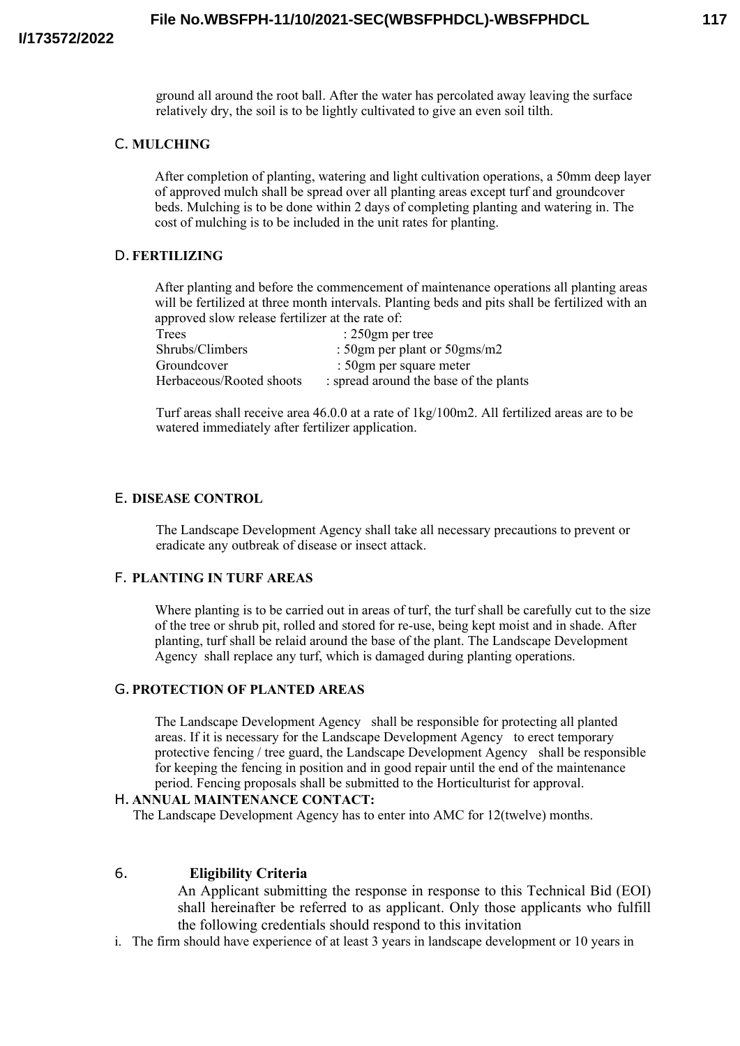ground all around the root ball. After the water has percolated away leaving the surface relatively dry, the soil is to be lightly cultivated to give an even soil tilth.

### C. MULCHING

After completion of planting, watering and light cultivation operations, a 50mm deep layer of approved mulch shall be spread over all planting areas except turf and groundcover beds. Mulching is to be done within 2 days of completing planting and watering in. The cost of mulching is to be included in the unit rates for planting.

### D. FERTILIZING

After planting and before the commencement of maintenance operations all planting areas will be fertilized at three month intervals. Planting beds and pits shall be fertilized with an approved slow release fertilizer at the rate of:

| | |
|---|---|
| Trees | : 250gm per tree |
| Shrubs/Climbers | : 50gm per plant or 50gms/m2 |
| Groundcover | : 50gm per square meter |
| Herbaceous/Rooted shoots | : spread around the base of the plants |

Turf areas shall receive area 46.0.0 at a rate of 1kg/100m2. All fertilized areas are to be watered immediately after fertilizer application.

### E. DISEASE CONTROL

The Landscape Development Agency shall take all necessary precautions to prevent or eradicate any outbreak of disease or insect attack.

### F. PLANTING IN TURF AREAS

Where planting is to be carried out in areas of turf, the turf shall be carefully cut to the size of the tree or shrub pit, rolled and stored for re-use, being kept moist and in shade. After planting, turf shall be relaid around the base of the plant. The Landscape Development Agency shall replace any turf, which is damaged during planting operations.

### G. PROTECTION OF PLANTED AREAS

The Landscape Development Agency shall be responsible for protecting all planted areas. If it is necessary for the Landscape Development Agency to erect temporary protective fencing / tree guard, the Landscape Development Agency shall be responsible for keeping the fencing in position and in good repair until the end of the maintenance period. Fencing proposals shall be submitted to the Horticulturist for approval.

### H. ANNUAL MAINTENANCE CONTACT:

The Landscape Development Agency has to enter into AMC for 12(twelve) months.

## 6. Eligibility Criteria

An Applicant submitting the response in response to this Technical Bid (EOI) shall hereinafter be referred to as applicant. Only those applicants who fulfill the following credentials should respond to this invitation

i. The firm should have experience of at least 3 years in landscape development or 10 years in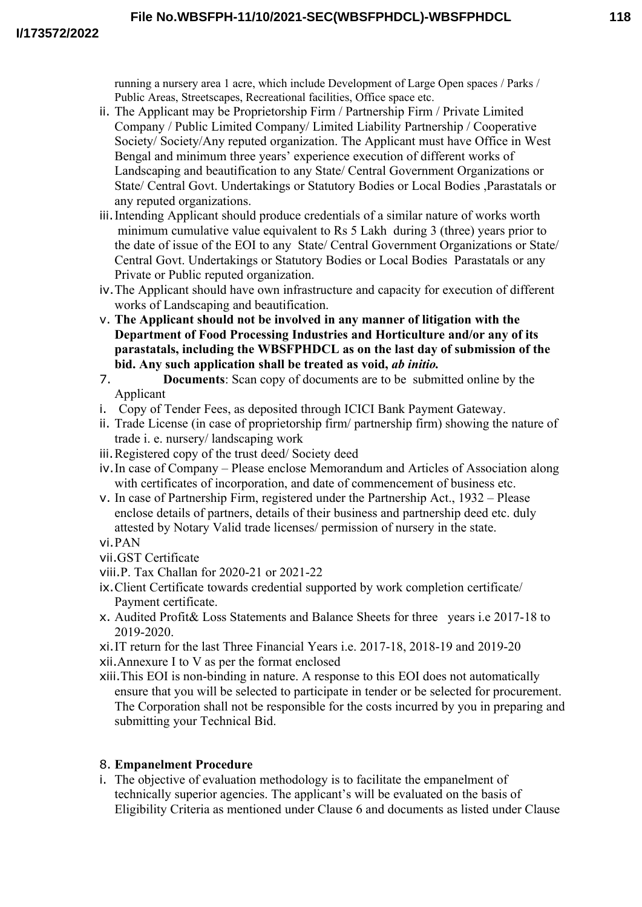running a nursery area 1 acre, which include Development of Large Open spaces / Parks / Public Areas, Streetscapes, Recreational facilities, Office space etc.

ii. The Applicant may be Proprietorship Firm / Partnership Firm / Private Limited Company / Public Limited Company/ Limited Liability Partnership / Cooperative Society/ Society/Any reputed organization. The Applicant must have Office in West Bengal and minimum three years' experience execution of different works of Landscaping and beautification to any State/ Central Government Organizations or State/ Central Govt. Undertakings or Statutory Bodies or Local Bodies ,Parastatals or any reputed organizations.

iii. Intending Applicant should produce credentials of a similar nature of works worth minimum cumulative value equivalent to Rs 5 Lakh during 3 (three) years prior to the date of issue of the EOI to any State/ Central Government Organizations or State/ Central Govt. Undertakings or Statutory Bodies or Local Bodies Parastatals or any Private or Public reputed organization.

iv. The Applicant should have own infrastructure and capacity for execution of different works of Landscaping and beautification.

v. **The Applicant should not be involved in any manner of litigation with the Department of Food Processing Industries and Horticulture and/or any of its parastatals, including the WBSFPHDCL as on the last day of submission of the bid. Any such application shall be treated as void, *ab initio.***

7. **Documents**: Scan copy of documents are to be submitted online by the Applicant

i. Copy of Tender Fees, as deposited through ICICI Bank Payment Gateway.

ii. Trade License (in case of proprietorship firm/ partnership firm) showing the nature of trade i. e. nursery/ landscaping work

iii. Registered copy of the trust deed/ Society deed

iv. In case of Company – Please enclose Memorandum and Articles of Association along with certificates of incorporation, and date of commencement of business etc.

v. In case of Partnership Firm, registered under the Partnership Act., 1932 – Please enclose details of partners, details of their business and partnership deed etc. duly attested by Notary Valid trade licenses/ permission of nursery in the state.

vi. PAN

vii. GST Certificate

viii. P. Tax Challan for 2020-21 or 2021-22

ix. Client Certificate towards credential supported by work completion certificate/ Payment certificate.

x. Audited Profit& Loss Statements and Balance Sheets for three years i.e 2017-18 to 2019-2020.

xi. IT return for the last Three Financial Years i.e. 2017-18, 2018-19 and 2019-20

xii. Annexure I to V as per the format enclosed

xiii. This EOI is non-binding in nature. A response to this EOI does not automatically ensure that you will be selected to participate in tender or be selected for procurement. The Corporation shall not be responsible for the costs incurred by you in preparing and submitting your Technical Bid.

8. **Empanelment Procedure**

i. The objective of evaluation methodology is to facilitate the empanelment of technically superior agencies. The applicant's will be evaluated on the basis of Eligibility Criteria as mentioned under Clause 6 and documents as listed under Clause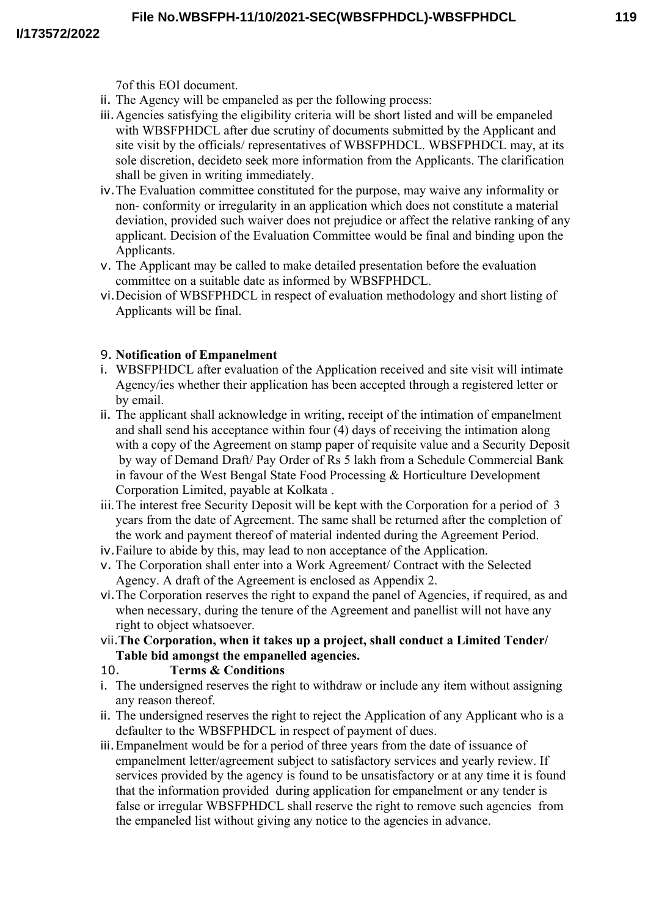7of this EOI document.

ii. The Agency will be empaneled as per the following process:

iii. Agencies satisfying the eligibility criteria will be short listed and will be empaneled with WBSFPHDCL after due scrutiny of documents submitted by the Applicant and site visit by the officials/ representatives of WBSFPHDCL. WBSFPHDCL may, at its sole discretion, decideto seek more information from the Applicants. The clarification shall be given in writing immediately.

iv. The Evaluation committee constituted for the purpose, may waive any informality or non- conformity or irregularity in an application which does not constitute a material deviation, provided such waiver does not prejudice or affect the relative ranking of any applicant. Decision of the Evaluation Committee would be final and binding upon the Applicants.

v. The Applicant may be called to make detailed presentation before the evaluation committee on a suitable date as informed by WBSFPHDCL.

vi. Decision of WBSFPHDCL in respect of evaluation methodology and short listing of Applicants will be final.

9. **Notification of Empanelment**

i. WBSFPHDCL after evaluation of the Application received and site visit will intimate Agency/ies whether their application has been accepted through a registered letter or by email.

ii. The applicant shall acknowledge in writing, receipt of the intimation of empanelment and shall send his acceptance within four (4) days of receiving the intimation along with a copy of the Agreement on stamp paper of requisite value and a Security Deposit by way of Demand Draft/ Pay Order of Rs 5 lakh from a Schedule Commercial Bank in favour of the West Bengal State Food Processing & Horticulture Development Corporation Limited, payable at Kolkata .

iii. The interest free Security Deposit will be kept with the Corporation for a period of 3 years from the date of Agreement. The same shall be returned after the completion of the work and payment thereof of material indented during the Agreement Period.

iv. Failure to abide by this, may lead to non acceptance of the Application.

v. The Corporation shall enter into a Work Agreement/ Contract with the Selected Agency. A draft of the Agreement is enclosed as Appendix 2.

vi. The Corporation reserves the right to expand the panel of Agencies, if required, as and when necessary, during the tenure of the Agreement and panellist will not have any right to object whatsoever.

vii. **The Corporation, when it takes up a project, shall conduct a Limited Tender/ Table bid amongst the empanelled agencies.**

10. **Terms & Conditions**

i. The undersigned reserves the right to withdraw or include any item without assigning any reason thereof.

ii. The undersigned reserves the right to reject the Application of any Applicant who is a defaulter to the WBSFPHDCL in respect of payment of dues.

iii. Empanelment would be for a period of three years from the date of issuance of empanelment letter/agreement subject to satisfactory services and yearly review. If services provided by the agency is found to be unsatisfactory or at any time it is found that the information provided during application for empanelment or any tender is false or irregular WBSFPHDCL shall reserve the right to remove such agencies from the empaneled list without giving any notice to the agencies in advance.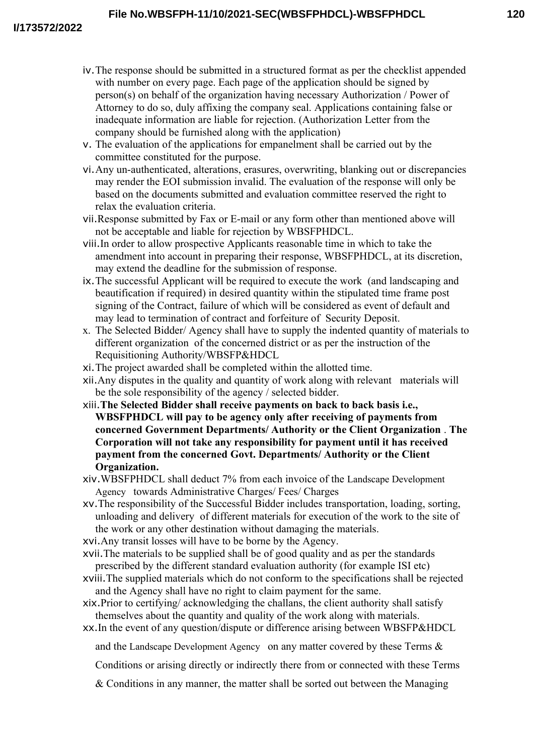iv. The response should be submitted in a structured format as per the checklist appended with number on every page. Each page of the application should be signed by person(s) on behalf of the organization having necessary Authorization / Power of Attorney to do so, duly affixing the company seal. Applications containing false or inadequate information are liable for rejection. (Authorization Letter from the company should be furnished along with the application)

v. The evaluation of the applications for empanelment shall be carried out by the committee constituted for the purpose.

vi. Any un-authenticated, alterations, erasures, overwriting, blanking out or discrepancies may render the EOI submission invalid. The evaluation of the response will only be based on the documents submitted and evaluation committee reserved the right to relax the evaluation criteria.

vii. Response submitted by Fax or E-mail or any form other than mentioned above will not be acceptable and liable for rejection by WBSFPHDCL.

viii. In order to allow prospective Applicants reasonable time in which to take the amendment into account in preparing their response, WBSFPHDCL, at its discretion, may extend the deadline for the submission of response.

ix. The successful Applicant will be required to execute the work (and landscaping and beautification if required) in desired quantity within the stipulated time frame post signing of the Contract, failure of which will be considered as event of default and may lead to termination of contract and forfeiture of Security Deposit.

x. The Selected Bidder/ Agency shall have to supply the indented quantity of materials to different organization of the concerned district or as per the instruction of the Requisitioning Authority/WBSFP&HDCL

xi. The project awarded shall be completed within the allotted time.

xii. Any disputes in the quality and quantity of work along with relevant materials will be the sole responsibility of the agency / selected bidder.

xiii. **The Selected Bidder shall receive payments on back to back basis i.e., WBSFPHDCL will pay to be agency only after receiving of payments from concerned Government Departments/ Authority or the Client Organization**. **The Corporation will not take any responsibility for payment until it has received payment from the concerned Govt. Departments/ Authority or the Client Organization.**

xiv. WBSFPHDCL shall deduct 7% from each invoice of the Landscape Development Agency towards Administrative Charges/ Fees/ Charges

xv. The responsibility of the Successful Bidder includes transportation, loading, sorting, unloading and delivery of different materials for execution of the work to the site of the work or any other destination without damaging the materials.

xvi. Any transit losses will have to be borne by the Agency.

xvii. The materials to be supplied shall be of good quality and as per the standards prescribed by the different standard evaluation authority (for example ISI etc)

xviii. The supplied materials which do not conform to the specifications shall be rejected and the Agency shall have no right to claim payment for the same.

xix. Prior to certifying/ acknowledging the challans, the client authority shall satisfy themselves about the quantity and quality of the work along with materials.

xx. In the event of any question/dispute or difference arising between WBSFP&HDCL and the Landscape Development Agency on any matter covered by these Terms & Conditions or arising directly or indirectly there from or connected with these Terms & Conditions in any manner, the matter shall be sorted out between the Managing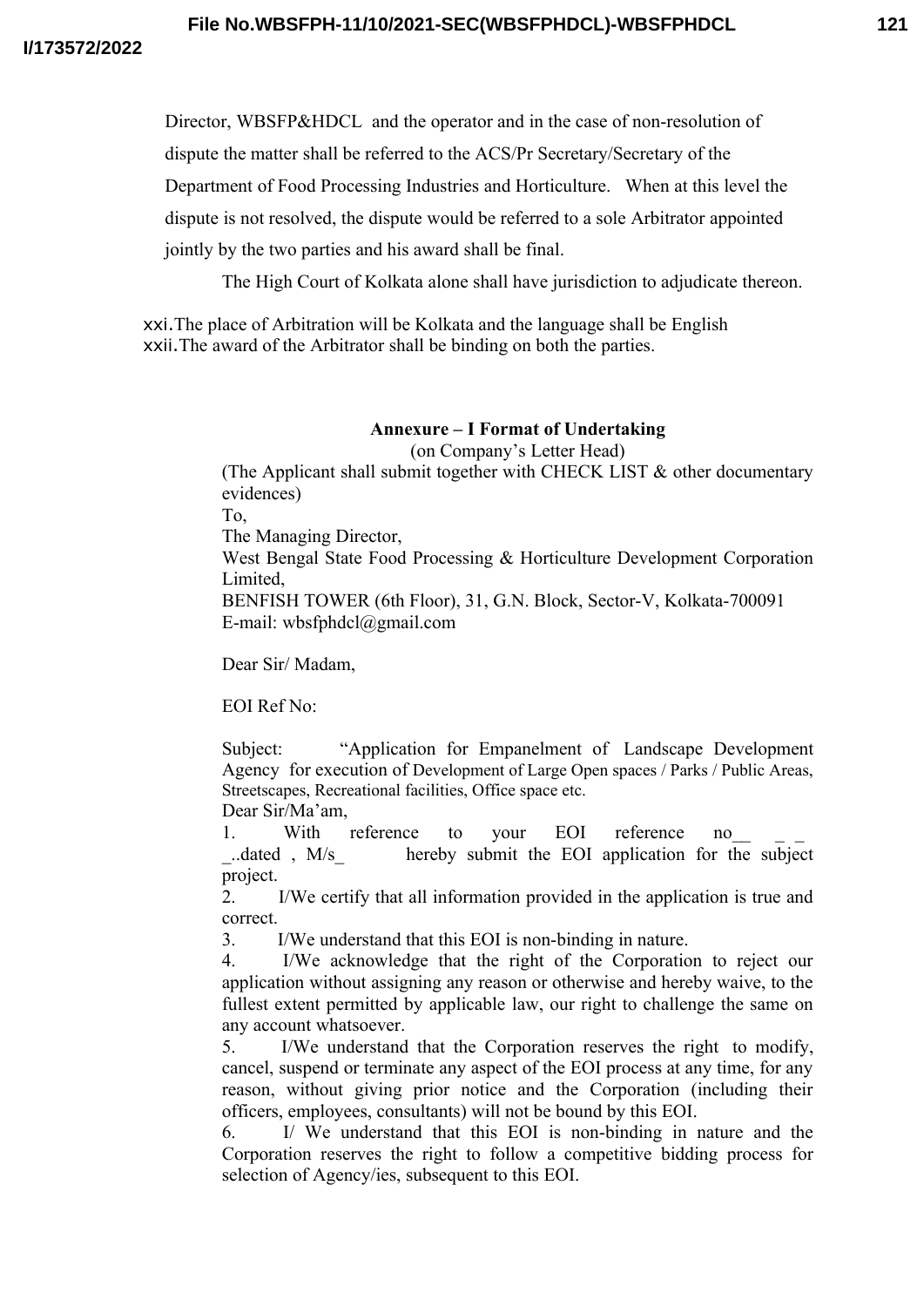Director, WBSFP&HDCL and the operator and in the case of non-resolution of dispute the matter shall be referred to the ACS/Pr Secretary/Secretary of the Department of Food Processing Industries and Horticulture. When at this level the dispute is not resolved, the dispute would be referred to a sole Arbitrator appointed jointly by the two parties and his award shall be final.

The High Court of Kolkata alone shall have jurisdiction to adjudicate thereon.

xxi. The place of Arbitration will be Kolkata and the language shall be English

xxii. The award of the Arbitrator shall be binding on both the parties.

**Annexure – I Format of Undertaking**

(on Company's Letter Head)

(The Applicant shall submit together with CHECK LIST & other documentary evidences)

To,

The Managing Director,

West Bengal State Food Processing & Horticulture Development Corporation Limited,

BENFISH TOWER (6th Floor), 31, G.N. Block, Sector-V, Kolkata-700091

E-mail: wbsfphdcl@gmail.com

Dear Sir/ Madam,

EOI Ref No:

Subject: "Application for Empanelment of Landscape Development Agency for execution of Development of Large Open spaces / Parks / Public Areas, Streetscapes, Recreational facilities, Office space etc.

Dear Sir/Ma'am,

1. With reference to your EOI reference no__ _ _ _..dated , M/s_ hereby submit the EOI application for the subject project.
2. I/We certify that all information provided in the application is true and correct.
3. I/We understand that this EOI is non-binding in nature.
4. I/We acknowledge that the right of the Corporation to reject our application without assigning any reason or otherwise and hereby waive, to the fullest extent permitted by applicable law, our right to challenge the same on any account whatsoever.
5. I/We understand that the Corporation reserves the right to modify, cancel, suspend or terminate any aspect of the EOI process at any time, for any reason, without giving prior notice and the Corporation (including their officers, employees, consultants) will not be bound by this EOI.
6. I/ We understand that this EOI is non-binding in nature and the Corporation reserves the right to follow a competitive bidding process for selection of Agency/ies, subsequent to this EOI.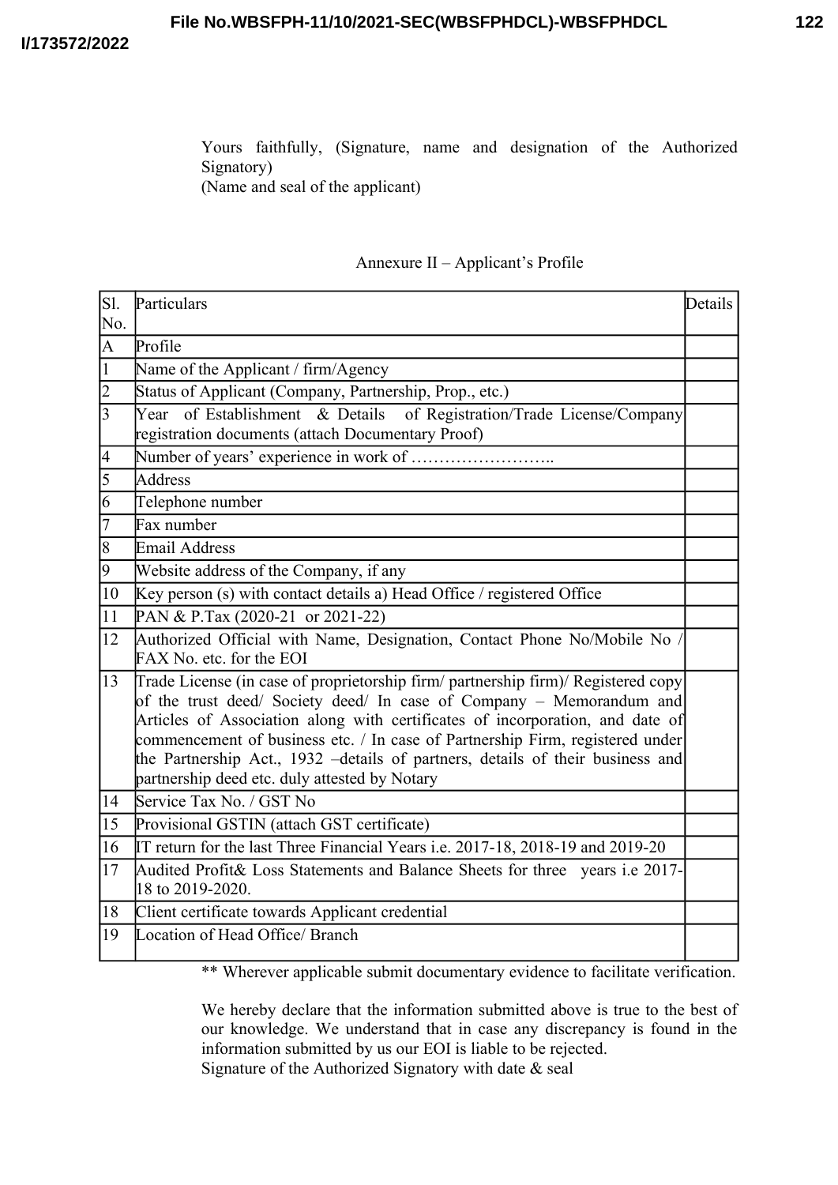Yours faithfully, (Signature, name and designation of the Authorized Signatory)
(Name and seal of the applicant)

Annexure II – Applicant's Profile

| Sl. No. | Particulars | Details |
|---|---|---|
| A | Profile | |
| 1 | Name of the Applicant / firm/Agency | |
| 2 | Status of Applicant (Company, Partnership, Prop., etc.) | |
| 3 | Year of Establishment & Details of Registration/Trade License/Company registration documents (attach Documentary Proof) | |
| 4 | Number of years' experience in work of …………………….. | |
| 5 | Address | |
| 6 | Telephone number | |
| 7 | Fax number | |
| 8 | Email Address | |
| 9 | Website address of the Company, if any | |
| 10 | Key person (s) with contact details a) Head Office / registered Office | |
| 11 | PAN & P.Tax (2020-21 or 2021-22) | |
| 12 | Authorized Official with Name, Designation, Contact Phone No/Mobile No / FAX No. etc. for the EOI | |
| 13 | Trade License (in case of proprietorship firm/ partnership firm)/ Registered copy of the trust deed/ Society deed/ In case of Company – Memorandum and Articles of Association along with certificates of incorporation, and date of commencement of business etc. / In case of Partnership Firm, registered under the Partnership Act., 1932 –details of partners, details of their business and partnership deed etc. duly attested by Notary | |
| 14 | Service Tax No. / GST No | |
| 15 | Provisional GSTIN (attach GST certificate) | |
| 16 | IT return for the last Three Financial Years i.e. 2017-18, 2018-19 and 2019-20 | |
| 17 | Audited Profit& Loss Statements and Balance Sheets for three years i.e 2017-18 to 2019-2020. | |
| 18 | Client certificate towards Applicant credential | |
| 19 | Location of Head Office/ Branch | |

** Wherever applicable submit documentary evidence to facilitate verification.

We hereby declare that the information submitted above is true to the best of our knowledge. We understand that in case any discrepancy is found in the information submitted by us our EOI is liable to be rejected.
Signature of the Authorized Signatory with date & seal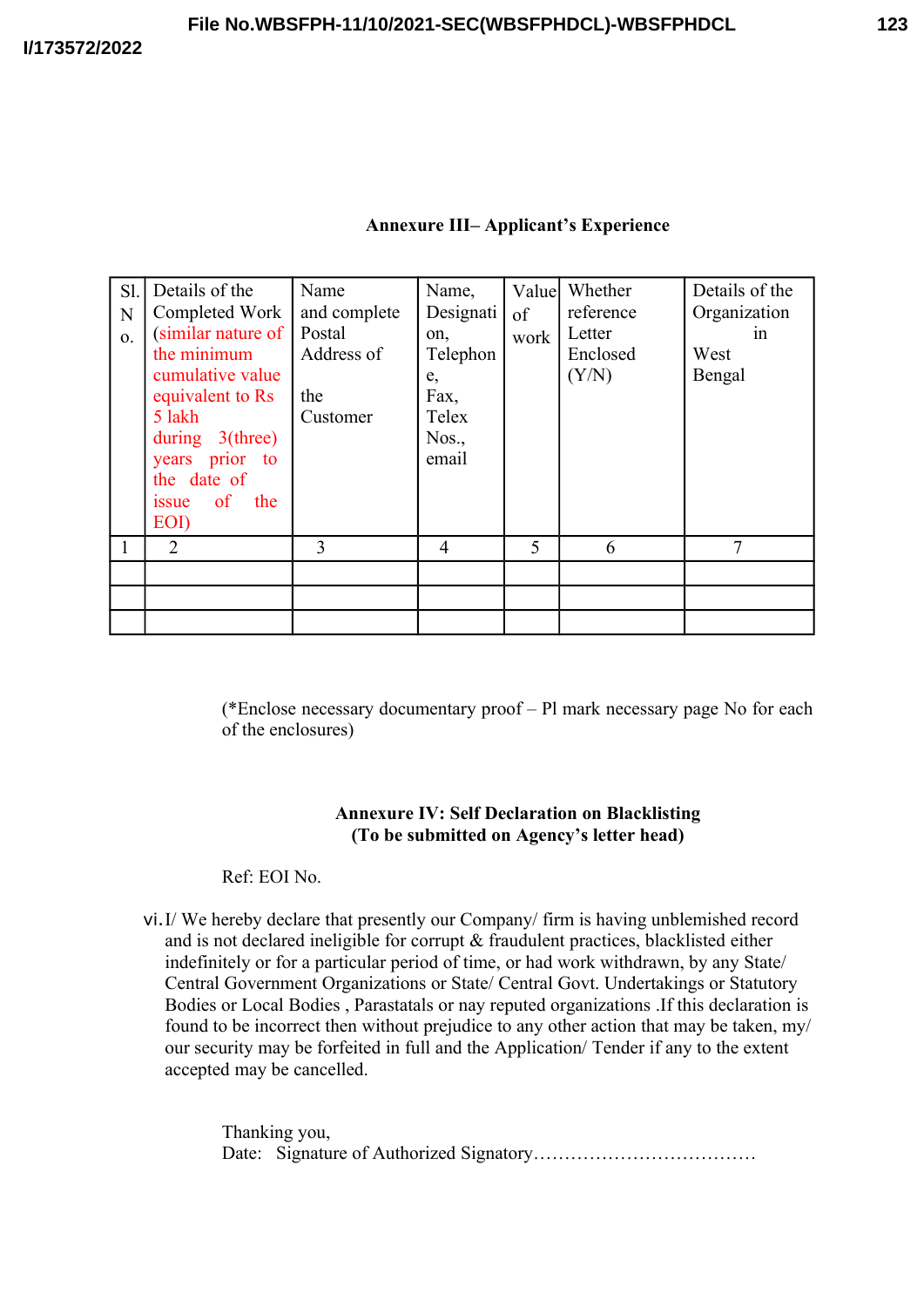**Annexure III– Applicant's Experience**

| Sl. No. | Details of the Completed Work (similar nature of the minimum cumulative value equivalent to Rs 5 lakh during 3(three) years prior to the date of issue of the EOI) | Name and complete Postal Address of the Customer | Name, Designation, Telephone, Fax, Telex Nos., email | Value of work | Whether reference Letter Enclosed (Y/N) | Details of the Organization in West Bengal |
|---|---|---|---|---|---|---|
| 1 | 2 | 3 | 4 | 5 | 6 | 7 |
| | | | | | | |
| | | | | | | |
| | | | | | | |

(*Enclose necessary documentary proof – Pl mark necessary page No for each of the enclosures)

**Annexure IV: Self Declaration on Blacklisting**
**(To be submitted on Agency's letter head)**

Ref: EOI No.

vi. I/ We hereby declare that presently our Company/ firm is having unblemished record and is not declared ineligible for corrupt & fraudulent practices, blacklisted either indefinitely or for a particular period of time, or had work withdrawn, by any State/ Central Government Organizations or State/ Central Govt. Undertakings or Statutory Bodies or Local Bodies , Parastatals or nay reputed organizations .If this declaration is found to be incorrect then without prejudice to any other action that may be taken, my/ our security may be forfeited in full and the Application/ Tender if any to the extent accepted may be cancelled.

Thanking you,
Date: Signature of Authorized Signatory………………………………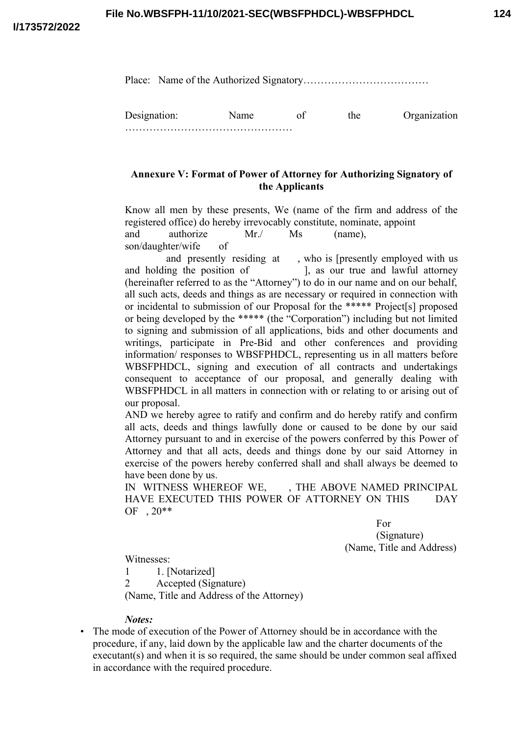Place: Name of the Authorized Signatory………………………………

Designation: Name of the Organization …………………………………………

**Annexure V: Format of Power of Attorney for Authorizing Signatory of the Applicants**

Know all men by these presents, We (name of the firm and address of the registered office) do hereby irrevocably constitute, nominate, appoint and authorize Mr./ Ms (name), son/daughter/wife of and presently residing at , who is [presently employed with us and holding the position of ], as our true and lawful attorney (hereinafter referred to as the "Attorney") to do in our name and on our behalf, all such acts, deeds and things as are necessary or required in connection with or incidental to submission of our Proposal for the ***** Project[s] proposed or being developed by the ***** (the "Corporation") including but not limited to signing and submission of all applications, bids and other documents and writings, participate in Pre-Bid and other conferences and providing information/ responses to WBSFPHDCL, representing us in all matters before WBSFPHDCL, signing and execution of all contracts and undertakings consequent to acceptance of our proposal, and generally dealing with WBSFPHDCL in all matters in connection with or relating to or arising out of our proposal.

AND we hereby agree to ratify and confirm and do hereby ratify and confirm all acts, deeds and things lawfully done or caused to be done by our said Attorney pursuant to and in exercise of the powers conferred by this Power of Attorney and that all acts, deeds and things done by our said Attorney in exercise of the powers hereby conferred shall and shall always be deemed to have been done by us.

IN WITNESS WHEREOF WE, , THE ABOVE NAMED PRINCIPAL HAVE EXECUTED THIS POWER OF ATTORNEY ON THIS DAY OF , 20**

For
(Signature)
(Name, Title and Address)

Witnesses:

1 1. [Notarized]

2 Accepted (Signature)

(Name, Title and Address of the Attorney)

***Notes:***

- The mode of execution of the Power of Attorney should be in accordance with the procedure, if any, laid down by the applicable law and the charter documents of the executant(s) and when it is so required, the same should be under common seal affixed in accordance with the required procedure.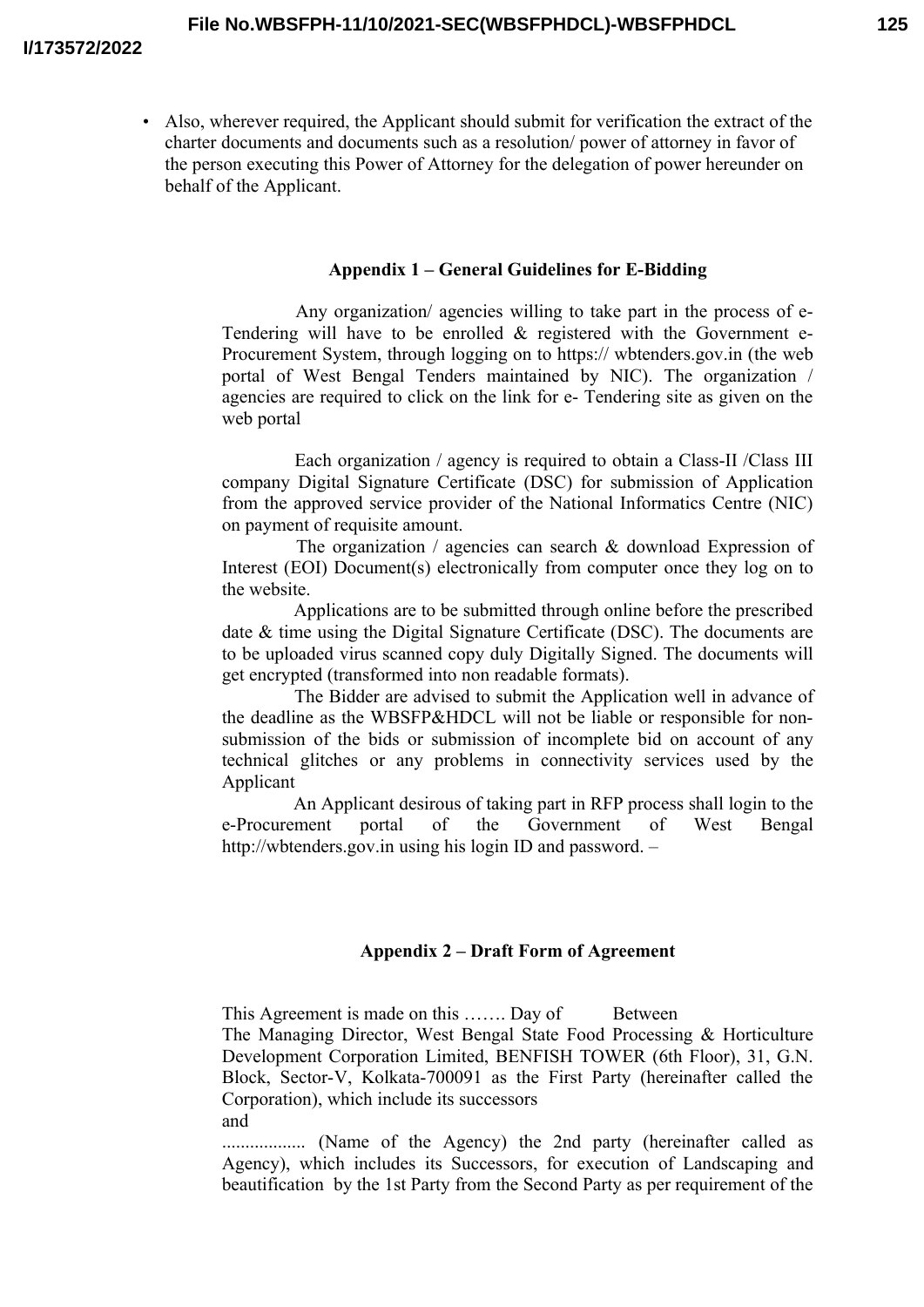- Also, wherever required, the Applicant should submit for verification the extract of the charter documents and documents such as a resolution/ power of attorney in favor of the person executing this Power of Attorney for the delegation of power hereunder on behalf of the Applicant.

## Appendix 1 – General Guidelines for E-Bidding

Any organization/ agencies willing to take part in the process of e-Tendering will have to be enrolled & registered with the Government e-Procurement System, through logging on to https:// wbtenders.gov.in (the web portal of West Bengal Tenders maintained by NIC). The organization / agencies are required to click on the link for e- Tendering site as given on the web portal

Each organization / agency is required to obtain a Class-II /Class III company Digital Signature Certificate (DSC) for submission of Application from the approved service provider of the National Informatics Centre (NIC) on payment of requisite amount.

The organization / agencies can search & download Expression of Interest (EOI) Document(s) electronically from computer once they log on to the website.

Applications are to be submitted through online before the prescribed date & time using the Digital Signature Certificate (DSC). The documents are to be uploaded virus scanned copy duly Digitally Signed. The documents will get encrypted (transformed into non readable formats).

The Bidder are advised to submit the Application well in advance of the deadline as the WBSFP&HDCL will not be liable or responsible for non-submission of the bids or submission of incomplete bid on account of any technical glitches or any problems in connectivity services used by the Applicant

An Applicant desirous of taking part in RFP process shall login to the e-Procurement portal of the Government of West Bengal http://wbtenders.gov.in using his login ID and password. –

## Appendix 2 – Draft Form of Agreement

This Agreement is made on this ……. Day of Between

The Managing Director, West Bengal State Food Processing & Horticulture Development Corporation Limited, BENFISH TOWER (6th Floor), 31, G.N. Block, Sector-V, Kolkata-700091 as the First Party (hereinafter called the Corporation), which include its successors

and

.................. (Name of the Agency) the 2nd party (hereinafter called as Agency), which includes its Successors, for execution of Landscaping and beautification by the 1st Party from the Second Party as per requirement of the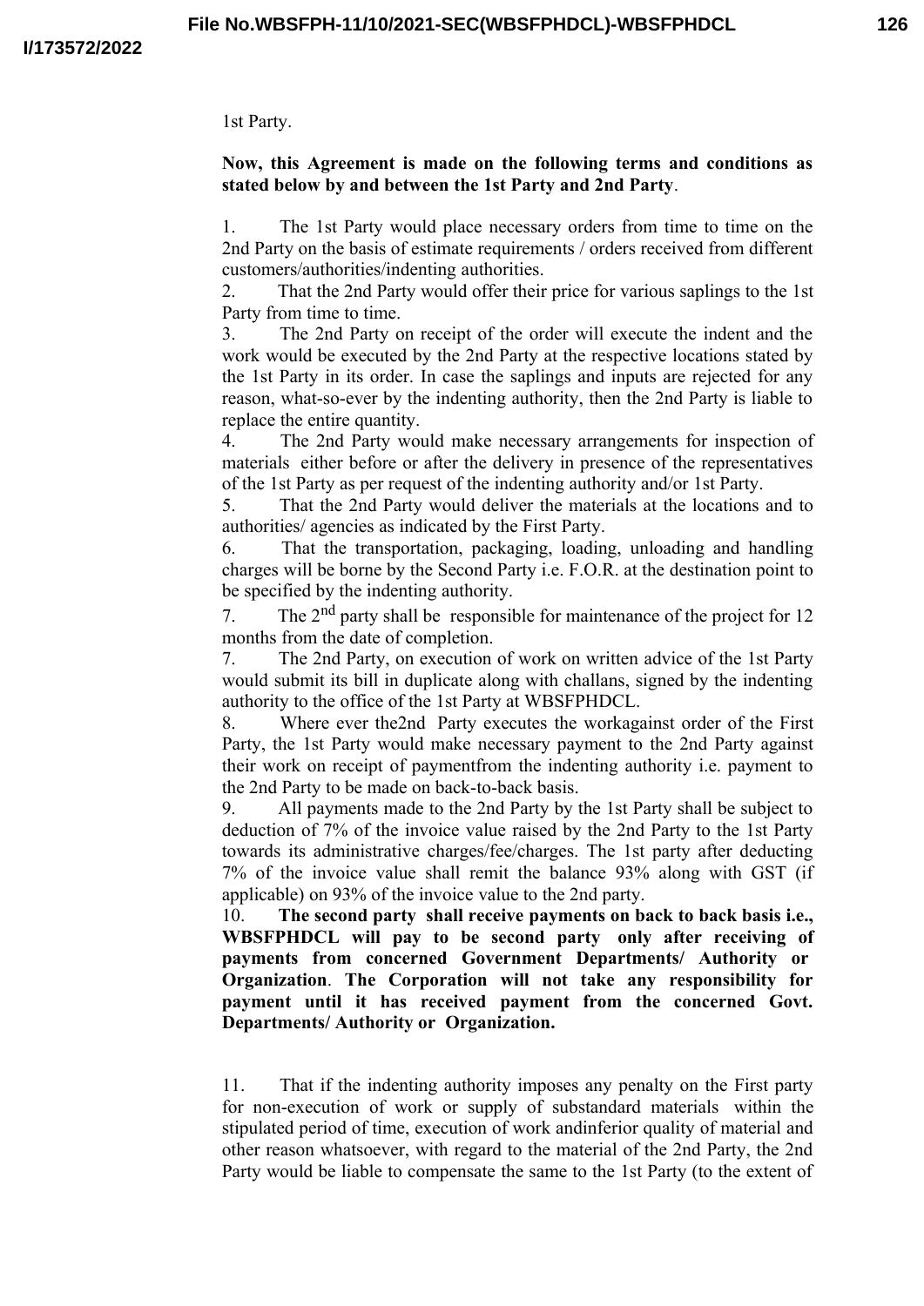1st Party.

**Now, this Agreement is made on the following terms and conditions as stated below by and between the 1st Party and 2nd Party**.

1. The 1st Party would place necessary orders from time to time on the 2nd Party on the basis of estimate requirements / orders received from different customers/authorities/indenting authorities.
2. That the 2nd Party would offer their price for various saplings to the 1st Party from time to time.
3. The 2nd Party on receipt of the order will execute the indent and the work would be executed by the 2nd Party at the respective locations stated by the 1st Party in its order. In case the saplings and inputs are rejected for any reason, what-so-ever by the indenting authority, then the 2nd Party is liable to replace the entire quantity.
4. The 2nd Party would make necessary arrangements for inspection of materials either before or after the delivery in presence of the representatives of the 1st Party as per request of the indenting authority and/or 1st Party.
5. That the 2nd Party would deliver the materials at the locations and to authorities/ agencies as indicated by the First Party.
6. That the transportation, packaging, loading, unloading and handling charges will be borne by the Second Party i.e. F.O.R. at the destination point to be specified by the indenting authority.
7. The 2nd party shall be responsible for maintenance of the project for 12 months from the date of completion.
7. The 2nd Party, on execution of work on written advice of the 1st Party would submit its bill in duplicate along with challans, signed by the indenting authority to the office of the 1st Party at WBSFPHDCL.
8. Where ever the2nd Party executes the workagainst order of the First Party, the 1st Party would make necessary payment to the 2nd Party against their work on receipt of paymentfrom the indenting authority i.e. payment to the 2nd Party to be made on back-to-back basis.
9. All payments made to the 2nd Party by the 1st Party shall be subject to deduction of 7% of the invoice value raised by the 2nd Party to the 1st Party towards its administrative charges/fee/charges. The 1st party after deducting 7% of the invoice value shall remit the balance 93% along with GST (if applicable) on 93% of the invoice value to the 2nd party.
10. **The second party shall receive payments on back to back basis i.e., WBSFPHDCL will pay to be second party only after receiving of payments from concerned Government Departments/ Authority or Organization**. **The Corporation will not take any responsibility for payment until it has received payment from the concerned Govt. Departments/ Authority or Organization.**

11. That if the indenting authority imposes any penalty on the First party for non-execution of work or supply of substandard materials within the stipulated period of time, execution of work andinferior quality of material and other reason whatsoever, with regard to the material of the 2nd Party, the 2nd Party would be liable to compensate the same to the 1st Party (to the extent of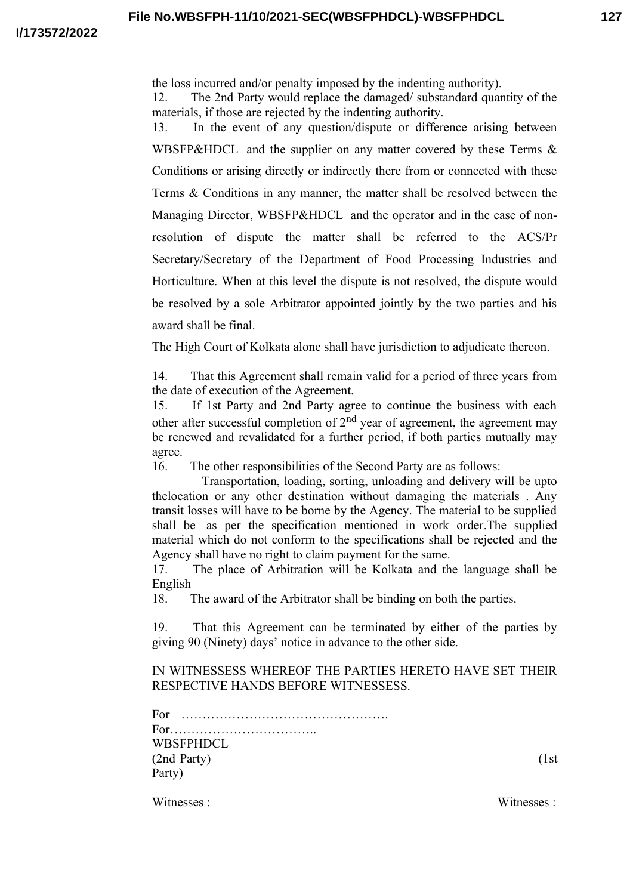the loss incurred and/or penalty imposed by the indenting authority).

12. The 2nd Party would replace the damaged/ substandard quantity of the materials, if those are rejected by the indenting authority.

13. In the event of any question/dispute or difference arising between WBSFP&HDCL and the supplier on any matter covered by these Terms & Conditions or arising directly or indirectly there from or connected with these Terms & Conditions in any manner, the matter shall be resolved between the Managing Director, WBSFP&HDCL and the operator and in the case of non-resolution of dispute the matter shall be referred to the ACS/Pr Secretary/Secretary of the Department of Food Processing Industries and Horticulture. When at this level the dispute is not resolved, the dispute would be resolved by a sole Arbitrator appointed jointly by the two parties and his award shall be final.

The High Court of Kolkata alone shall have jurisdiction to adjudicate thereon.

14. That this Agreement shall remain valid for a period of three years from the date of execution of the Agreement.

15. If 1st Party and 2nd Party agree to continue the business with each other after successful completion of 2nd year of agreement, the agreement may be renewed and revalidated for a further period, if both parties mutually may agree.

16. The other responsibilities of the Second Party are as follows:

Transportation, loading, sorting, unloading and delivery will be upto thelocation or any other destination without damaging the materials . Any transit losses will have to be borne by the Agency. The material to be supplied shall be as per the specification mentioned in work order.The supplied material which do not conform to the specifications shall be rejected and the Agency shall have no right to claim payment for the same.

17. The place of Arbitration will be Kolkata and the language shall be English

18. The award of the Arbitrator shall be binding on both the parties.

19. That this Agreement can be terminated by either of the parties by giving 90 (Ninety) days' notice in advance to the other side.

IN WITNESSESS WHEREOF THE PARTIES HERETO HAVE SET THEIR RESPECTIVE HANDS BEFORE WITNESSESS.

For ………………………………………….
For……………………………..
WBSFPHDCL
(2nd Party) (1st Party)

Witnesses : Witnesses :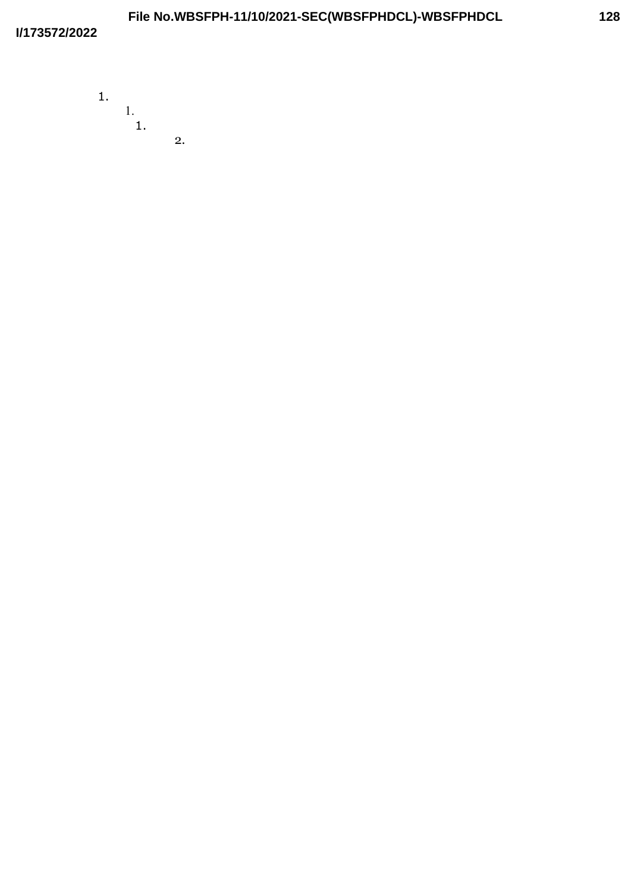1.
   1.
      1.
         2.